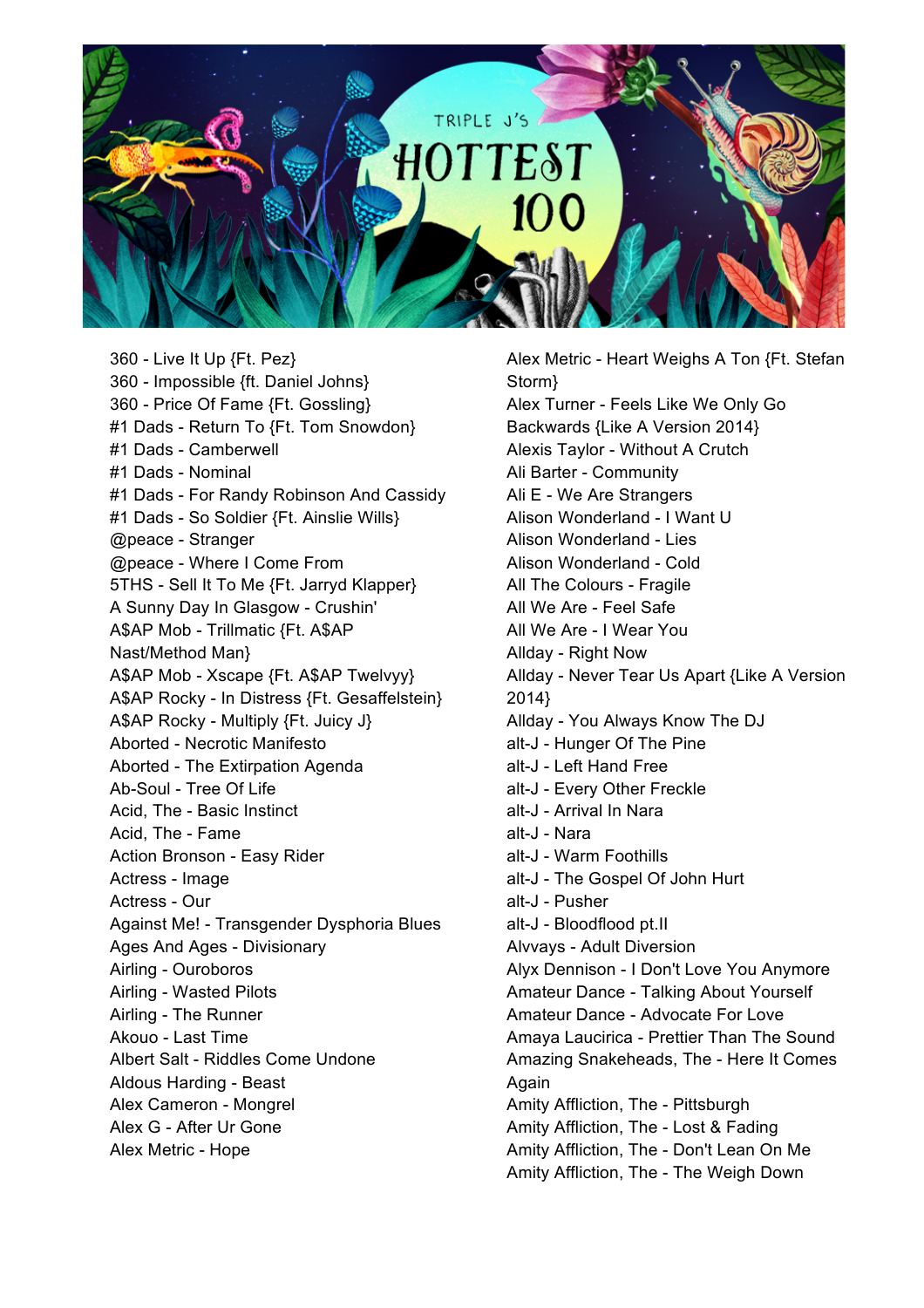# TRIPLE J'S HOTTEST 100

360 - Live It Up {Ft. Pez}
360 - Impossible {ft. Daniel Johns}
360 - Price Of Fame {Ft. Gossling}
#1 Dads - Return To {Ft. Tom Snowdon}
#1 Dads - Camberwell
#1 Dads - Nominal
#1 Dads - For Randy Robinson And Cassidy
#1 Dads - So Soldier {Ft. Ainslie Wills}
@peace - Stranger
@peace - Where I Come From
5THS - Sell It To Me {Ft. Jarryd Klapper}
A Sunny Day In Glasgow - Crushin'
A$AP Mob - Trillmatic {Ft. A$AP Nast/Method Man}
A$AP Mob - Xscape {Ft. A$AP Twelvyy}
A$AP Rocky - In Distress {Ft. Gesaffelstein}
A$AP Rocky - Multiply {Ft. Juicy J}
Aborted - Necrotic Manifesto
Aborted - The Extirpation Agenda
Ab-Soul - Tree Of Life
Acid, The - Basic Instinct
Acid, The - Fame
Action Bronson - Easy Rider
Actress - Image
Actress - Our
Against Me! - Transgender Dysphoria Blues
Ages And Ages - Divisionary
Airling - Ouroboros
Airling - Wasted Pilots
Airling - The Runner
Akouo - Last Time
Albert Salt - Riddles Come Undone
Aldous Harding - Beast
Alex Cameron - Mongrel
Alex G - After Ur Gone
Alex Metric - Hope
Alex Metric - Heart Weighs A Ton {Ft. Stefan Storm}
Alex Turner - Feels Like We Only Go Backwards {Like A Version 2014}
Alexis Taylor - Without A Crutch
Ali Barter - Community
Ali E - We Are Strangers
Alison Wonderland - I Want U
Alison Wonderland - Lies
Alison Wonderland - Cold
All The Colours - Fragile
All We Are - Feel Safe
All We Are - I Wear You
Allday - Right Now
Allday - Never Tear Us Apart {Like A Version 2014}
Allday - You Always Know The DJ
alt-J - Hunger Of The Pine
alt-J - Left Hand Free
alt-J - Every Other Freckle
alt-J - Arrival In Nara
alt-J - Nara
alt-J - Warm Foothills
alt-J - The Gospel Of John Hurt
alt-J - Pusher
alt-J - Bloodflood pt.II
Alvvays - Adult Diversion
Alyx Dennison - I Don't Love You Anymore
Amateur Dance - Talking About Yourself
Amateur Dance - Advocate For Love
Amaya Laucirica - Prettier Than The Sound
Amazing Snakeheads, The - Here It Comes Again
Amity Affliction, The - Pittsburgh
Amity Affliction, The - Lost & Fading
Amity Affliction, The - Don't Lean On Me
Amity Affliction, The - The Weigh Down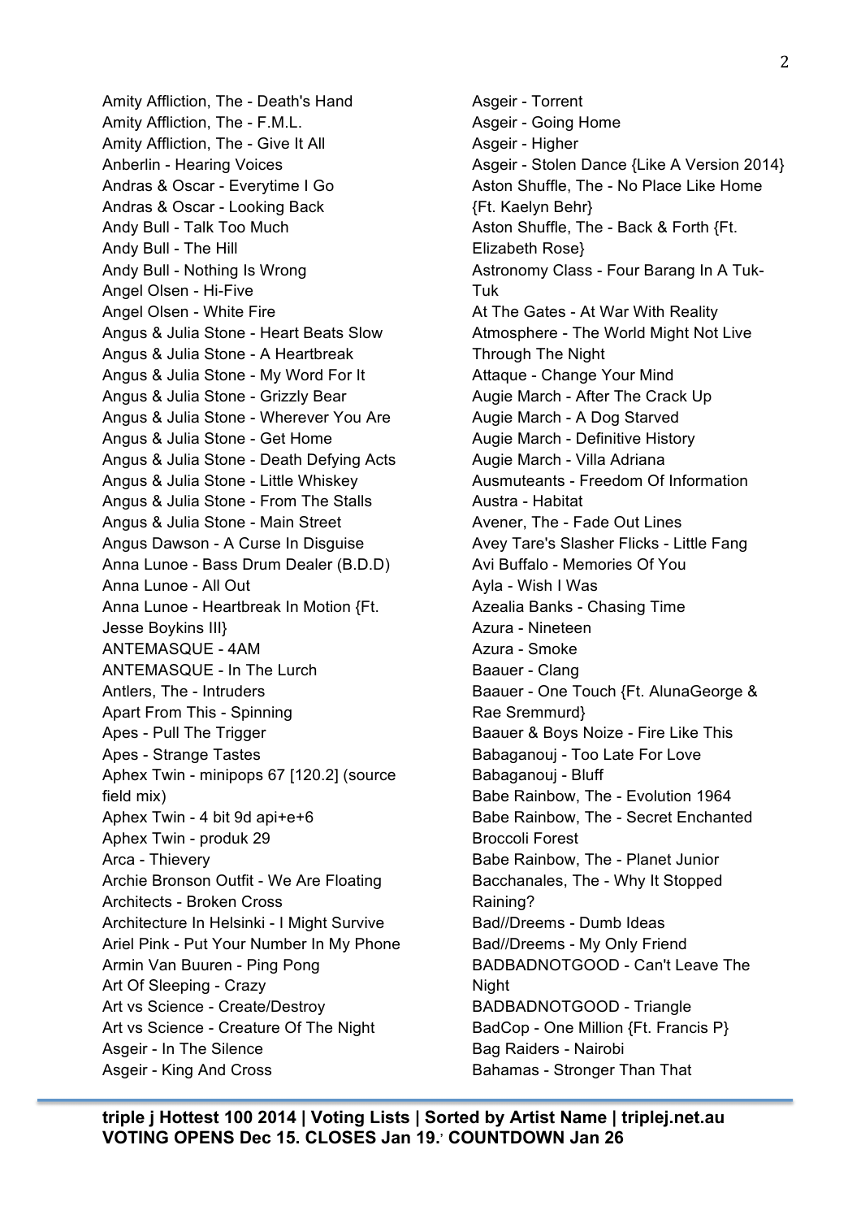Amity Affliction, The - Death's Hand
Amity Affliction, The - F.M.L.
Amity Affliction, The - Give It All
Anberlin - Hearing Voices
Andras & Oscar - Everytime I Go
Andras & Oscar - Looking Back
Andy Bull - Talk Too Much
Andy Bull - The Hill
Andy Bull - Nothing Is Wrong
Angel Olsen - Hi-Five
Angel Olsen - White Fire
Angus & Julia Stone - Heart Beats Slow
Angus & Julia Stone - A Heartbreak
Angus & Julia Stone - My Word For It
Angus & Julia Stone - Grizzly Bear
Angus & Julia Stone - Wherever You Are
Angus & Julia Stone - Get Home
Angus & Julia Stone - Death Defying Acts
Angus & Julia Stone - Little Whiskey
Angus & Julia Stone - From The Stalls
Angus & Julia Stone - Main Street
Angus Dawson - A Curse In Disguise
Anna Lunoe - Bass Drum Dealer (B.D.D)
Anna Lunoe - All Out
Anna Lunoe - Heartbreak In Motion {Ft. Jesse Boykins III}
ANTEMASQUE - 4AM
ANTEMASQUE - In The Lurch
Antlers, The - Intruders
Apart From This - Spinning
Apes - Pull The Trigger
Apes - Strange Tastes
Aphex Twin - minipops 67 [120.2] (source field mix)
Aphex Twin - 4 bit 9d api+e+6
Aphex Twin - produk 29
Arca - Thievery
Archie Bronson Outfit - We Are Floating
Architects - Broken Cross
Architecture In Helsinki - I Might Survive
Ariel Pink - Put Your Number In My Phone
Armin Van Buuren - Ping Pong
Art Of Sleeping - Crazy
Art vs Science - Create/Destroy
Art vs Science - Creature Of The Night
Asgeir - In The Silence
Asgeir - King And Cross
Asgeir - Torrent
Asgeir - Going Home
Asgeir - Higher
Asgeir - Stolen Dance {Like A Version 2014}
Aston Shuffle, The - No Place Like Home {Ft. Kaelyn Behr}
Aston Shuffle, The - Back & Forth {Ft. Elizabeth Rose}
Astronomy Class - Four Barang In A Tuk-Tuk
At The Gates - At War With Reality
Atmosphere - The World Might Not Live Through The Night
Attaque - Change Your Mind
Augie March - After The Crack Up
Augie March - A Dog Starved
Augie March - Definitive History
Augie March - Villa Adriana
Ausmuteants - Freedom Of Information
Austra - Habitat
Avener, The - Fade Out Lines
Avey Tare's Slasher Flicks - Little Fang
Avi Buffalo - Memories Of You
Ayla - Wish I Was
Azealia Banks - Chasing Time
Azura - Nineteen
Azura - Smoke
Baauer - Clang
Baauer - One Touch {Ft. AlunaGeorge & Rae Sremmurd}
Baauer & Boys Noize - Fire Like This
Babaganouj - Too Late For Love
Babaganouj - Bluff
Babe Rainbow, The - Evolution 1964
Babe Rainbow, The - Secret Enchanted Broccoli Forest
Babe Rainbow, The - Planet Junior
Bacchanales, The - Why It Stopped Raining?
Bad//Dreems - Dumb Ideas
Bad//Dreems - My Only Friend
BADBADNOTGOOD - Can't Leave The Night
BADBADNOTGOOD - Triangle
BadCop - One Million {Ft. Francis P}
Bag Raiders - Nairobi
Bahamas - Stronger Than That

**triple j Hottest 100 2014 | Voting Lists | Sorted by Artist Name | triplej.net.au**
**VOTING OPENS Dec 15. CLOSES Jan 19. COUNTDOWN Jan 26**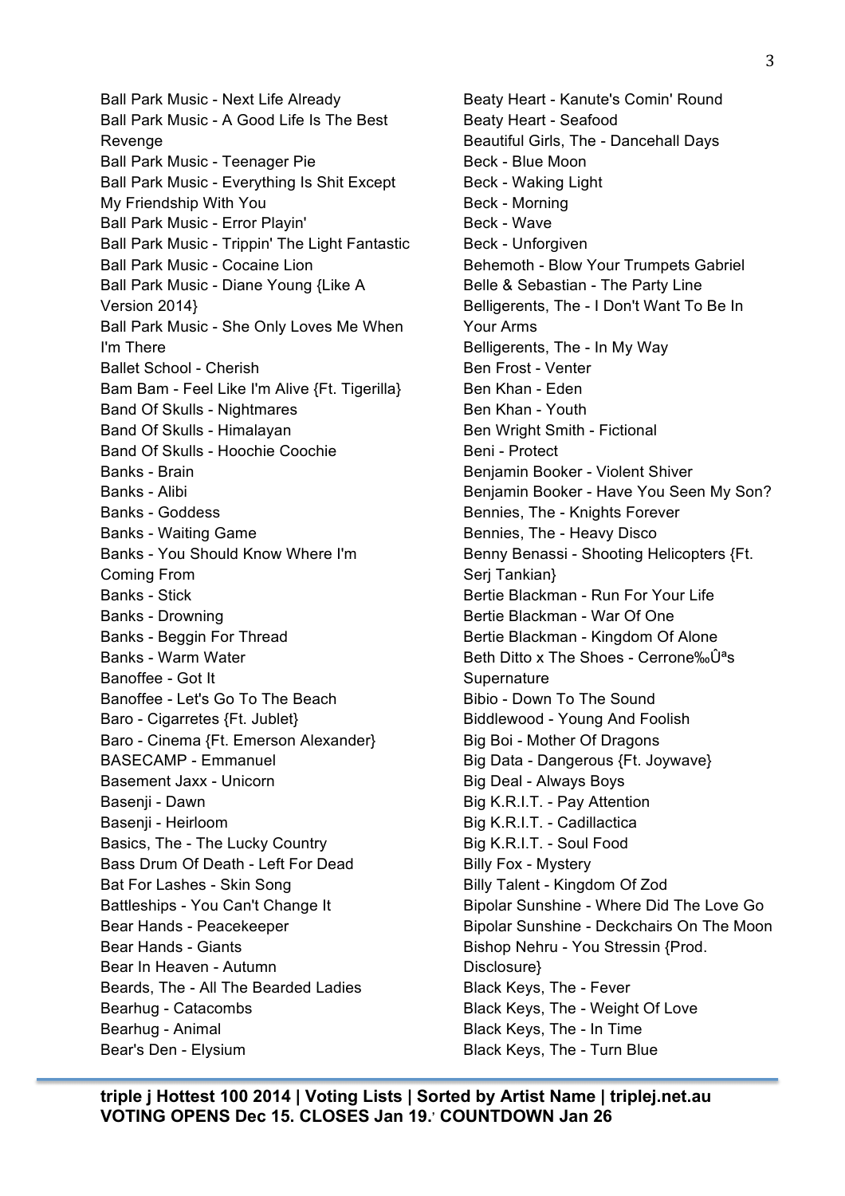Ball Park Music - Next Life Already
Ball Park Music - A Good Life Is The Best Revenge
Ball Park Music - Teenager Pie
Ball Park Music - Everything Is Shit Except My Friendship With You
Ball Park Music - Error Playin'
Ball Park Music - Trippin' The Light Fantastic
Ball Park Music - Cocaine Lion
Ball Park Music - Diane Young {Like A Version 2014}
Ball Park Music - She Only Loves Me When I'm There
Ballet School - Cherish
Bam Bam - Feel Like I'm Alive {Ft. Tigerilla}
Band Of Skulls - Nightmares
Band Of Skulls - Himalayan
Band Of Skulls - Hoochie Coochie
Banks - Brain
Banks - Alibi
Banks - Goddess
Banks - Waiting Game
Banks - You Should Know Where I'm Coming From
Banks - Stick
Banks - Drowning
Banks - Beggin For Thread
Banks - Warm Water
Banoffee - Got It
Banoffee - Let's Go To The Beach
Baro - Cigarretes {Ft. Jublet}
Baro - Cinema {Ft. Emerson Alexander}
BASECAMP - Emmanuel
Basement Jaxx - Unicorn
Basenji - Dawn
Basenji - Heirloom
Basics, The - The Lucky Country
Bass Drum Of Death - Left For Dead
Bat For Lashes - Skin Song
Battleships - You Can't Change It
Bear Hands - Peacekeeper
Bear Hands - Giants
Bear In Heaven - Autumn
Beards, The - All The Bearded Ladies
Bearhug - Catacombs
Bearhug - Animal
Bear's Den - Elysium
Beaty Heart - Kanute's Comin' Round
Beaty Heart - Seafood
Beautiful Girls, The - Dancehall Days
Beck - Blue Moon
Beck - Waking Light
Beck - Morning
Beck - Wave
Beck - Unforgiven
Behemoth - Blow Your Trumpets Gabriel
Belle & Sebastian - The Party Line
Belligerents, The - I Don't Want To Be In Your Arms
Belligerents, The - In My Way
Ben Frost - Venter
Ben Khan - Eden
Ben Khan - Youth
Ben Wright Smith - Fictional
Beni - Protect
Benjamin Booker - Violent Shiver
Benjamin Booker - Have You Seen My Son?
Bennies, The - Knights Forever
Bennies, The - Heavy Disco
Benny Benassi - Shooting Helicopters {Ft. Serj Tankian}
Bertie Blackman - Run For Your Life
Bertie Blackman - War Of One
Bertie Blackman - Kingdom Of Alone
Beth Ditto x The Shoes - Cerrone‰Ûªs Supernature
Bibio - Down To The Sound
Biddlewood - Young And Foolish
Big Boi - Mother Of Dragons
Big Data - Dangerous {Ft. Joywave}
Big Deal - Always Boys
Big K.R.I.T. - Pay Attention
Big K.R.I.T. - Cadillactica
Big K.R.I.T. - Soul Food
Billy Fox - Mystery
Billy Talent - Kingdom Of Zod
Bipolar Sunshine - Where Did The Love Go
Bipolar Sunshine - Deckchairs On The Moon
Bishop Nehru - You Stressin {Prod. Disclosure}
Black Keys, The - Fever
Black Keys, The - Weight Of Love
Black Keys, The - In Time
Black Keys, The - Turn Blue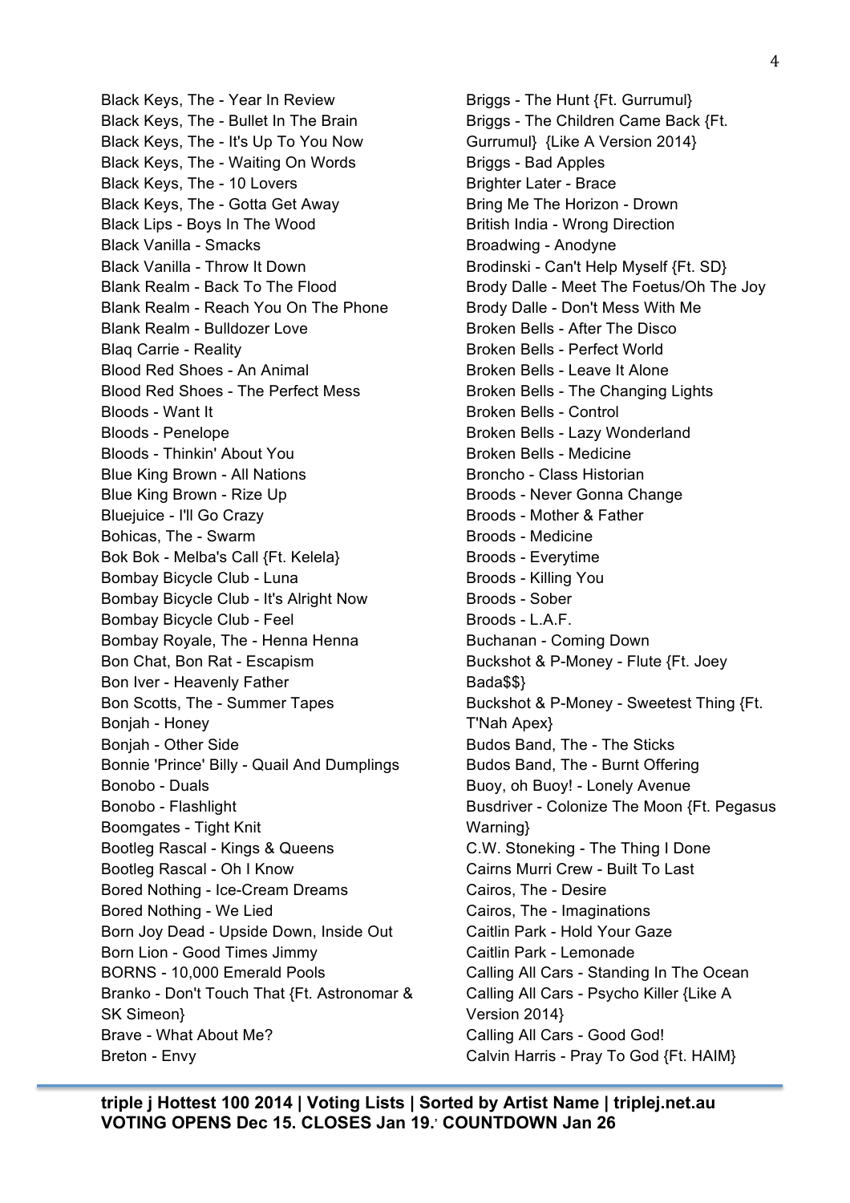Black Keys, The - Year In Review
Black Keys, The - Bullet In The Brain
Black Keys, The - It's Up To You Now
Black Keys, The - Waiting On Words
Black Keys, The - 10 Lovers
Black Keys, The - Gotta Get Away
Black Lips - Boys In The Wood
Black Vanilla - Smacks
Black Vanilla - Throw It Down
Blank Realm - Back To The Flood
Blank Realm - Reach You On The Phone
Blank Realm - Bulldozer Love
Blaq Carrie - Reality
Blood Red Shoes - An Animal
Blood Red Shoes - The Perfect Mess
Bloods - Want It
Bloods - Penelope
Bloods - Thinkin' About You
Blue King Brown - All Nations
Blue King Brown - Rize Up
Bluejuice - I'll Go Crazy
Bohicas, The - Swarm
Bok Bok - Melba's Call {Ft. Kelela}
Bombay Bicycle Club - Luna
Bombay Bicycle Club - It's Alright Now
Bombay Bicycle Club - Feel
Bombay Royale, The - Henna Henna
Bon Chat, Bon Rat - Escapism
Bon Iver - Heavenly Father
Bon Scotts, The - Summer Tapes
Bonjah - Honey
Bonjah - Other Side
Bonnie 'Prince' Billy - Quail And Dumplings
Bonobo - Duals
Bonobo - Flashlight
Boomgates - Tight Knit
Bootleg Rascal - Kings & Queens
Bootleg Rascal - Oh I Know
Bored Nothing - Ice-Cream Dreams
Bored Nothing - We Lied
Born Joy Dead - Upside Down, Inside Out
Born Lion - Good Times Jimmy
BORNS - 10,000 Emerald Pools
Branko - Don't Touch That {Ft. Astronomar & SK Simeon}
Brave - What About Me?
Breton - Envy
Briggs - The Hunt {Ft. Gurrumul}
Briggs - The Children Came Back {Ft. Gurrumul} {Like A Version 2014}
Briggs - Bad Apples
Brighter Later - Brace
Bring Me The Horizon - Drown
British India - Wrong Direction
Broadwing - Anodyne
Brodinski - Can't Help Myself {Ft. SD}
Brody Dalle - Meet The Foetus/Oh The Joy
Brody Dalle - Don't Mess With Me
Broken Bells - After The Disco
Broken Bells - Perfect World
Broken Bells - Leave It Alone
Broken Bells - The Changing Lights
Broken Bells - Control
Broken Bells - Lazy Wonderland
Broken Bells - Medicine
Broncho - Class Historian
Broods - Never Gonna Change
Broods - Mother & Father
Broods - Medicine
Broods - Everytime
Broods - Killing You
Broods - Sober
Broods - L.A.F.
Buchanan - Coming Down
Buckshot & P-Money - Flute {Ft. Joey Bada$$}
Buckshot & P-Money - Sweetest Thing {Ft. T'Nah Apex}
Budos Band, The - The Sticks
Budos Band, The - Burnt Offering
Buoy, oh Buoy! - Lonely Avenue
Busdriver - Colonize The Moon {Ft. Pegasus Warning}
C.W. Stoneking - The Thing I Done
Cairns Murri Crew - Built To Last
Cairos, The - Desire
Cairos, The - Imaginations
Caitlin Park - Hold Your Gaze
Caitlin Park - Lemonade
Calling All Cars - Standing In The Ocean
Calling All Cars - Psycho Killer {Like A Version 2014}
Calling All Cars - Good God!
Calvin Harris - Pray To God {Ft. HAIM}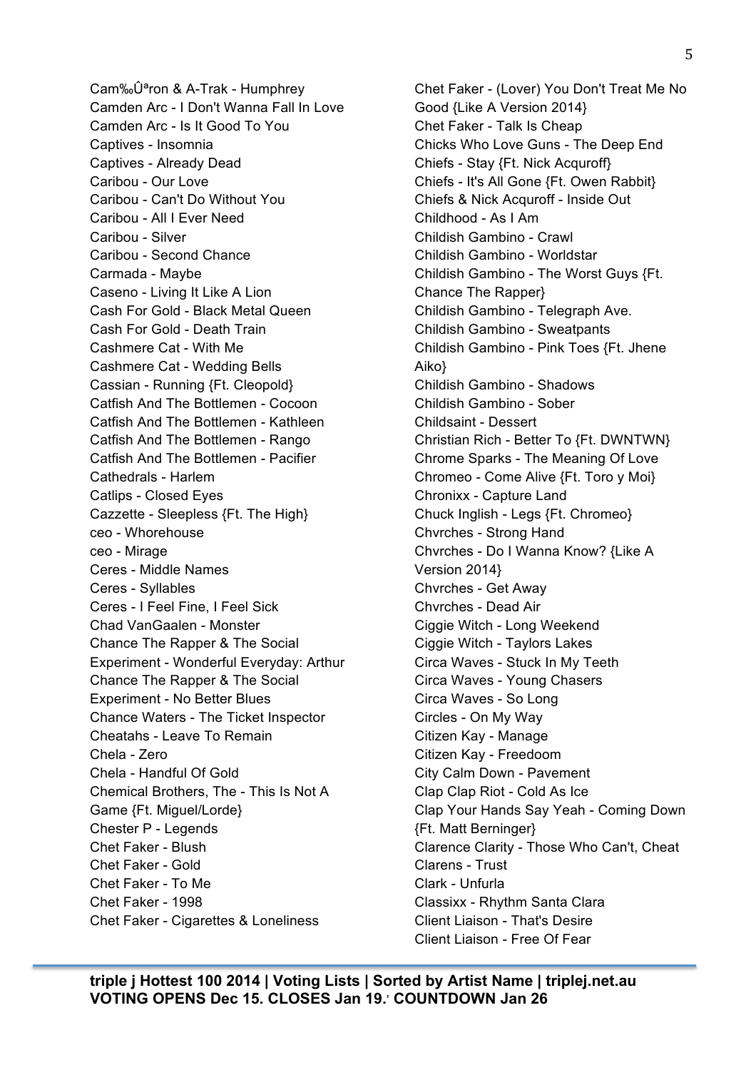Cam‰Ûªron & A-Trak - Humphrey
Camden Arc - I Don't Wanna Fall In Love
Camden Arc - Is It Good To You
Captives - Insomnia
Captives - Already Dead
Caribou - Our Love
Caribou - Can't Do Without You
Caribou - All I Ever Need
Caribou - Silver
Caribou - Second Chance
Carmada - Maybe
Caseno - Living It Like A Lion
Cash For Gold - Black Metal Queen
Cash For Gold - Death Train
Cashmere Cat - With Me
Cashmere Cat - Wedding Bells
Cassian - Running {Ft. Cleopold}
Catfish And The Bottlemen - Cocoon
Catfish And The Bottlemen - Kathleen
Catfish And The Bottlemen - Rango
Catfish And The Bottlemen - Pacifier
Cathedrals - Harlem
Catlips - Closed Eyes
Cazzette - Sleepless {Ft. The High}
ceo - Whorehouse
ceo - Mirage
Ceres - Middle Names
Ceres - Syllables
Ceres - I Feel Fine, I Feel Sick
Chad VanGaalen - Monster
Chance The Rapper & The Social Experiment - Wonderful Everyday: Arthur
Chance The Rapper & The Social Experiment - No Better Blues
Chance Waters - The Ticket Inspector
Cheatahs - Leave To Remain
Chela - Zero
Chela - Handful Of Gold
Chemical Brothers, The - This Is Not A Game {Ft. Miguel/Lorde}
Chester P - Legends
Chet Faker - Blush
Chet Faker - Gold
Chet Faker - To Me
Chet Faker - 1998
Chet Faker - Cigarettes & Loneliness
Chet Faker - (Lover) You Don't Treat Me No Good {Like A Version 2014}
Chet Faker - Talk Is Cheap
Chicks Who Love Guns - The Deep End
Chiefs - Stay {Ft. Nick Acquroff}
Chiefs - It's All Gone {Ft. Owen Rabbit}
Chiefs & Nick Acquroff - Inside Out
Childhood - As I Am
Childish Gambino - Crawl
Childish Gambino - Worldstar
Childish Gambino - The Worst Guys {Ft. Chance The Rapper}
Childish Gambino - Telegraph Ave.
Childish Gambino - Sweatpants
Childish Gambino - Pink Toes {Ft. Jhene Aiko}
Childish Gambino - Shadows
Childish Gambino - Sober
Childsaint - Dessert
Christian Rich - Better To {Ft. DWNTWN}
Chrome Sparks - The Meaning Of Love
Chromeo - Come Alive {Ft. Toro y Moi}
Chronixx - Capture Land
Chuck Inglish - Legs {Ft. Chromeo}
Chvrches - Strong Hand
Chvrches - Do I Wanna Know? {Like A Version 2014}
Chvrches - Get Away
Chvrches - Dead Air
Ciggie Witch - Long Weekend
Ciggie Witch - Taylors Lakes
Circa Waves - Stuck In My Teeth
Circa Waves - Young Chasers
Circa Waves - So Long
Circles - On My Way
Citizen Kay - Manage
Citizen Kay - Freedoom
City Calm Down - Pavement
Clap Clap Riot - Cold As Ice
Clap Your Hands Say Yeah - Coming Down {Ft. Matt Berninger}
Clarence Clarity - Those Who Can't, Cheat
Clarens - Trust
Clark - Unfurla
Classixx - Rhythm Santa Clara
Client Liaison - That's Desire
Client Liaison - Free Of Fear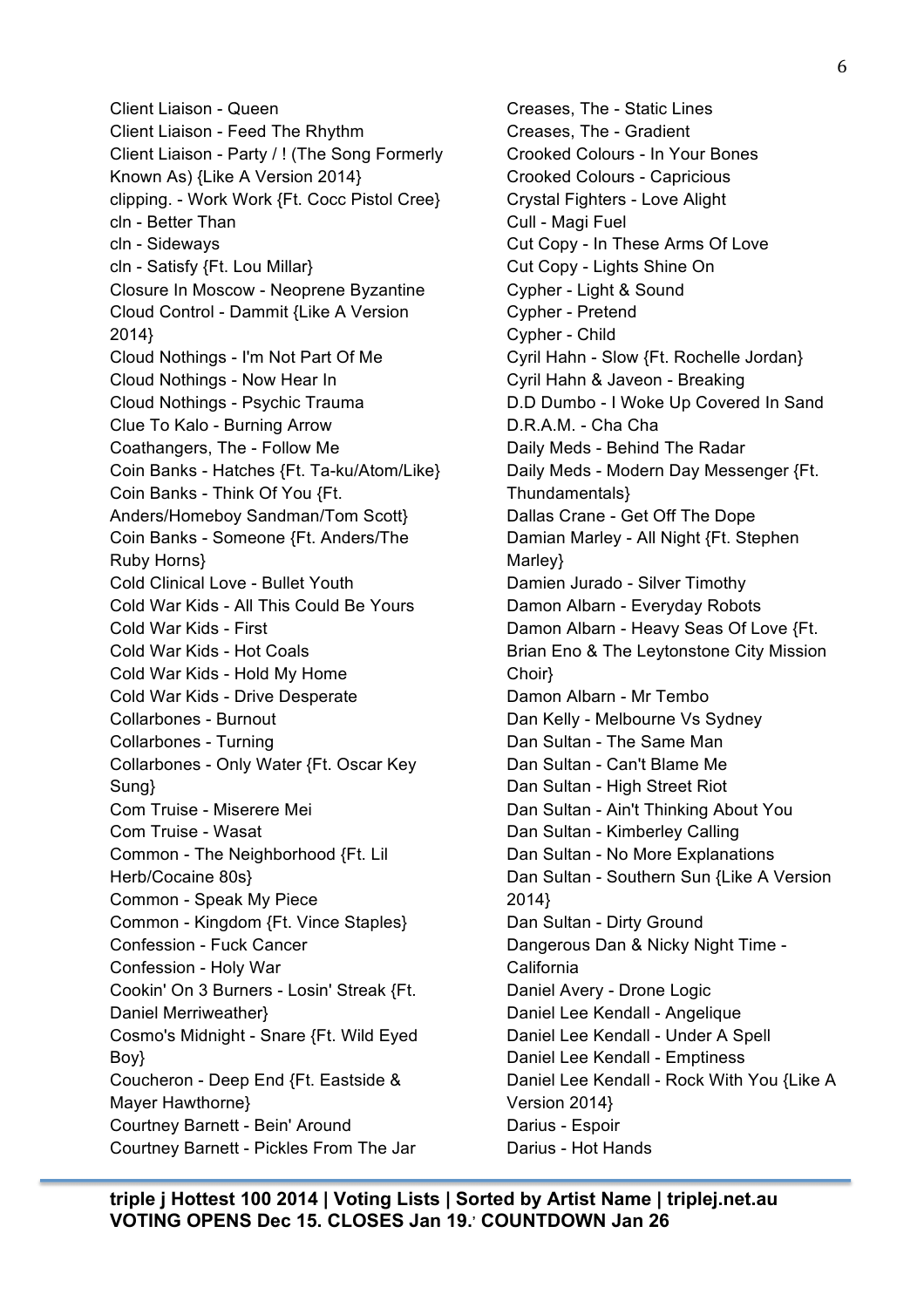Client Liaison - Queen
Client Liaison - Feed The Rhythm
Client Liaison - Party / ! (The Song Formerly Known As) {Like A Version 2014}
clipping. - Work Work {Ft. Cocc Pistol Cree}
cln - Better Than
cln - Sideways
cln - Satisfy {Ft. Lou Millar}
Closure In Moscow - Neoprene Byzantine
Cloud Control - Dammit {Like A Version 2014}
Cloud Nothings - I'm Not Part Of Me
Cloud Nothings - Now Hear In
Cloud Nothings - Psychic Trauma
Clue To Kalo - Burning Arrow
Coathangers, The - Follow Me
Coin Banks - Hatches {Ft. Ta-ku/Atom/Like}
Coin Banks - Think Of You {Ft. Anders/Homeboy Sandman/Tom Scott}
Coin Banks - Someone {Ft. Anders/The Ruby Horns}
Cold Clinical Love - Bullet Youth
Cold War Kids - All This Could Be Yours
Cold War Kids - First
Cold War Kids - Hot Coals
Cold War Kids - Hold My Home
Cold War Kids - Drive Desperate
Collarbones - Burnout
Collarbones - Turning
Collarbones - Only Water {Ft. Oscar Key Sung}
Com Truise - Miserere Mei
Com Truise - Wasat
Common - The Neighborhood {Ft. Lil Herb/Cocaine 80s}
Common - Speak My Piece
Common - Kingdom {Ft. Vince Staples}
Confession - Fuck Cancer
Confession - Holy War
Cookin' On 3 Burners - Losin' Streak {Ft. Daniel Merriweather}
Cosmo's Midnight - Snare {Ft. Wild Eyed Boy}
Coucheron - Deep End {Ft. Eastside & Mayer Hawthorne}
Courtney Barnett - Bein' Around
Courtney Barnett - Pickles From The Jar
Creases, The - Static Lines
Creases, The - Gradient
Crooked Colours - In Your Bones
Crooked Colours - Capricious
Crystal Fighters - Love Alight
Cull - Magi Fuel
Cut Copy - In These Arms Of Love
Cut Copy - Lights Shine On
Cypher - Light & Sound
Cypher - Pretend
Cypher - Child
Cyril Hahn - Slow {Ft. Rochelle Jordan}
Cyril Hahn & Javeon - Breaking
D.D Dumbo - I Woke Up Covered In Sand
D.R.A.M. - Cha Cha
Daily Meds - Behind The Radar
Daily Meds - Modern Day Messenger {Ft. Thundamentals}
Dallas Crane - Get Off The Dope
Damian Marley - All Night {Ft. Stephen Marley}
Damien Jurado - Silver Timothy
Damon Albarn - Everyday Robots
Damon Albarn - Heavy Seas Of Love {Ft. Brian Eno & The Leytonstone City Mission Choir}
Damon Albarn - Mr Tembo
Dan Kelly - Melbourne Vs Sydney
Dan Sultan - The Same Man
Dan Sultan - Can't Blame Me
Dan Sultan - High Street Riot
Dan Sultan - Ain't Thinking About You
Dan Sultan - Kimberley Calling
Dan Sultan - No More Explanations
Dan Sultan - Southern Sun {Like A Version 2014}
Dan Sultan - Dirty Ground
Dangerous Dan & Nicky Night Time - California
Daniel Avery - Drone Logic
Daniel Lee Kendall - Angelique
Daniel Lee Kendall - Under A Spell
Daniel Lee Kendall - Emptiness
Daniel Lee Kendall - Rock With You {Like A Version 2014}
Darius - Espoir
Darius - Hot Hands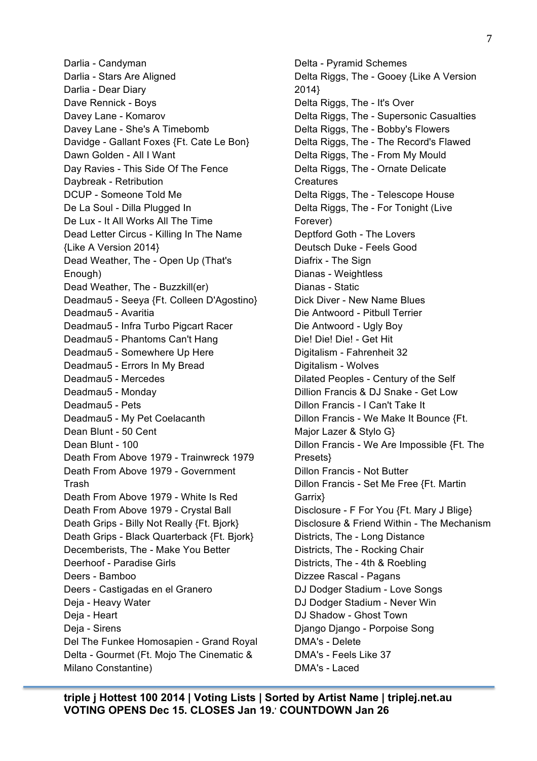Darlia - Candyman
Darlia - Stars Are Aligned
Darlia - Dear Diary
Dave Rennick - Boys
Davey Lane - Komarov
Davey Lane - She's A Timebomb
Davidge - Gallant Foxes {Ft. Cate Le Bon}
Dawn Golden - All I Want
Day Ravies - This Side Of The Fence
Daybreak - Retribution
DCUP - Someone Told Me
De La Soul - Dilla Plugged In
De Lux - It All Works All The Time
Dead Letter Circus - Killing In The Name {Like A Version 2014}
Dead Weather, The - Open Up (That's Enough)
Dead Weather, The - Buzzkill(er)
Deadmau5 - Seeya {Ft. Colleen D'Agostino}
Deadmau5 - Avaritia
Deadmau5 - Infra Turbo Pigcart Racer
Deadmau5 - Phantoms Can't Hang
Deadmau5 - Somewhere Up Here
Deadmau5 - Errors In My Bread
Deadmau5 - Mercedes
Deadmau5 - Monday
Deadmau5 - Pets
Deadmau5 - My Pet Coelacanth
Dean Blunt - 50 Cent
Dean Blunt - 100
Death From Above 1979 - Trainwreck 1979
Death From Above 1979 - Government Trash
Death From Above 1979 - White Is Red
Death From Above 1979 - Crystal Ball
Death Grips - Billy Not Really {Ft. Bjork}
Death Grips - Black Quarterback {Ft. Bjork}
Decemberists, The - Make You Better
Deerhoof - Paradise Girls
Deers - Bamboo
Deers - Castigadas en el Granero
Deja - Heavy Water
Deja - Heart
Deja - Sirens
Del The Funkee Homosapien - Grand Royal
Delta - Gourmet (Ft. Mojo The Cinematic & Milano Constantine)
Delta - Pyramid Schemes
Delta Riggs, The - Gooey {Like A Version 2014}
Delta Riggs, The - It's Over
Delta Riggs, The - Supersonic Casualties
Delta Riggs, The - Bobby's Flowers
Delta Riggs, The - The Record's Flawed
Delta Riggs, The - From My Mould
Delta Riggs, The - Ornate Delicate Creatures
Delta Riggs, The - Telescope House
Delta Riggs, The - For Tonight (Live Forever)
Deptford Goth - The Lovers
Deutsch Duke - Feels Good
Diafrix - The Sign
Dianas - Weightless
Dianas - Static
Dick Diver - New Name Blues
Die Antwoord - Pitbull Terrier
Die Antwoord - Ugly Boy
Die! Die! Die! - Get Hit
Digitalism - Fahrenheit 32
Digitalism - Wolves
Dilated Peoples - Century of the Self
Dillion Francis & DJ Snake - Get Low
Dillon Francis - I Can't Take It
Dillon Francis - We Make It Bounce {Ft. Major Lazer & Stylo G}
Dillon Francis - We Are Impossible {Ft. The Presets}
Dillon Francis - Not Butter
Dillon Francis - Set Me Free {Ft. Martin Garrix}
Disclosure - F For You {Ft. Mary J Blige}
Disclosure & Friend Within - The Mechanism
Districts, The - Long Distance
Districts, The - Rocking Chair
Districts, The - 4th & Roebling
Dizzee Rascal - Pagans
DJ Dodger Stadium - Love Songs
DJ Dodger Stadium - Never Win
DJ Shadow - Ghost Town
Django Django - Porpoise Song
DMA's - Delete
DMA's - Feels Like 37
DMA's - Laced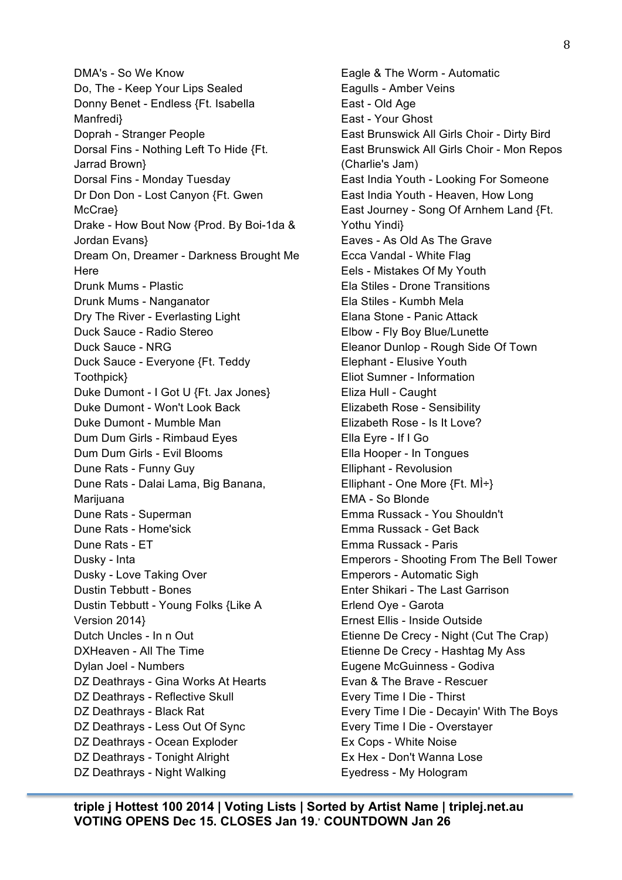DMA's - So We Know
Do, The - Keep Your Lips Sealed
Donny Benet - Endless {Ft. Isabella Manfredi}
Doprah - Stranger People
Dorsal Fins - Nothing Left To Hide {Ft. Jarrad Brown}
Dorsal Fins - Monday Tuesday
Dr Don Don - Lost Canyon {Ft. Gwen McCrae}
Drake - How Bout Now {Prod. By Boi-1da & Jordan Evans}
Dream On, Dreamer - Darkness Brought Me Here
Drunk Mums - Plastic
Drunk Mums - Nanganator
Dry The River - Everlasting Light
Duck Sauce - Radio Stereo
Duck Sauce - NRG
Duck Sauce - Everyone {Ft. Teddy Toothpick}
Duke Dumont - I Got U {Ft. Jax Jones}
Duke Dumont - Won't Look Back
Duke Dumont - Mumble Man
Dum Dum Girls - Rimbaud Eyes
Dum Dum Girls - Evil Blooms
Dune Rats - Funny Guy
Dune Rats - Dalai Lama, Big Banana, Marijuana
Dune Rats - Superman
Dune Rats - Home'sick
Dune Rats - ET
Dusky - Inta
Dusky - Love Taking Over
Dustin Tebbutt - Bones
Dustin Tebbutt - Young Folks {Like A Version 2014}
Dutch Uncles - In n Out
DXHeaven - All The Time
Dylan Joel - Numbers
DZ Deathrays - Gina Works At Hearts
DZ Deathrays - Reflective Skull
DZ Deathrays - Black Rat
DZ Deathrays - Less Out Of Sync
DZ Deathrays - Ocean Exploder
DZ Deathrays - Tonight Alright
DZ Deathrays - Night Walking
Eagle & The Worm - Automatic
Eagulls - Amber Veins
East - Old Age
East - Your Ghost
East Brunswick All Girls Choir - Dirty Bird
East Brunswick All Girls Choir - Mon Repos (Charlie's Jam)
East India Youth - Looking For Someone
East India Youth - Heaven, How Long
East Journey - Song Of Arnhem Land {Ft. Yothu Yindi}
Eaves - As Old As The Grave
Ecca Vandal - White Flag
Eels - Mistakes Of My Youth
Ela Stiles - Drone Transitions
Ela Stiles - Kumbh Mela
Elana Stone - Panic Attack
Elbow - Fly Boy Blue/Lunette
Eleanor Dunlop - Rough Side Of Town
Elephant - Elusive Youth
Eliot Sumner - Information
Eliza Hull - Caught
Elizabeth Rose - Sensibility
Elizabeth Rose - Is It Love?
Ella Eyre - If I Go
Ella Hooper - In Tongues
Elliphant - Revolusion
Elliphant - One More {Ft. MÌ÷}
EMA - So Blonde
Emma Russack - You Shouldn't
Emma Russack - Get Back
Emma Russack - Paris
Emperors - Shooting From The Bell Tower
Emperors - Automatic Sigh
Enter Shikari - The Last Garrison
Erlend Oye - Garota
Ernest Ellis - Inside Outside
Etienne De Crecy - Night (Cut The Crap)
Etienne De Crecy - Hashtag My Ass
Eugene McGuinness - Godiva
Evan & The Brave - Rescuer
Every Time I Die - Thirst
Every Time I Die - Decayin' With The Boys
Every Time I Die - Overstayer
Ex Cops - White Noise
Ex Hex - Don't Wanna Lose
Eyedress - My Hologram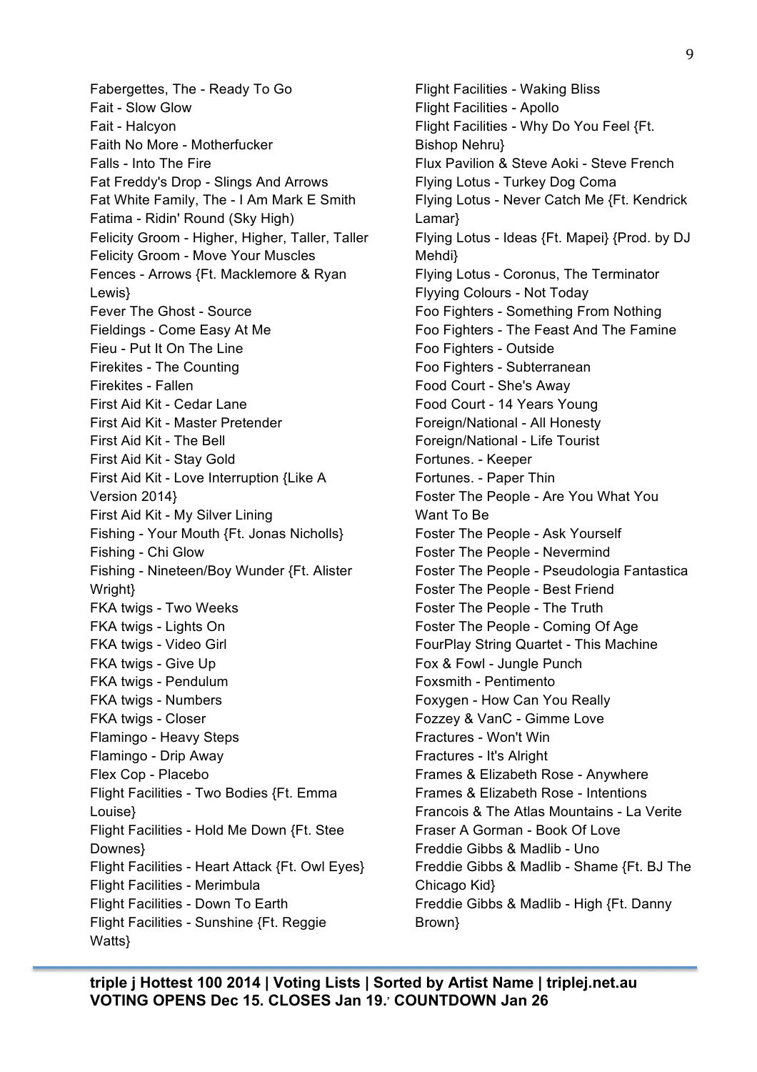Fabergettes, The - Ready To Go
Fait - Slow Glow
Fait - Halcyon
Faith No More - Motherfucker
Falls - Into The Fire
Fat Freddy's Drop - Slings And Arrows
Fat White Family, The - I Am Mark E Smith
Fatima - Ridin' Round (Sky High)
Felicity Groom - Higher, Higher, Taller, Taller
Felicity Groom - Move Your Muscles
Fences - Arrows {Ft. Macklemore & Ryan Lewis}
Fever The Ghost - Source
Fieldings - Come Easy At Me
Fieu - Put It On The Line
Firekites - The Counting
Firekites - Fallen
First Aid Kit - Cedar Lane
First Aid Kit - Master Pretender
First Aid Kit - The Bell
First Aid Kit - Stay Gold
First Aid Kit - Love Interruption {Like A Version 2014}
First Aid Kit - My Silver Lining
Fishing - Your Mouth {Ft. Jonas Nicholls}
Fishing - Chi Glow
Fishing - Nineteen/Boy Wunder {Ft. Alister Wright}
FKA twigs - Two Weeks
FKA twigs - Lights On
FKA twigs - Video Girl
FKA twigs - Give Up
FKA twigs - Pendulum
FKA twigs - Numbers
FKA twigs - Closer
Flamingo - Heavy Steps
Flamingo - Drip Away
Flex Cop - Placebo
Flight Facilities - Two Bodies {Ft. Emma Louise}
Flight Facilities - Hold Me Down {Ft. Stee Downes}
Flight Facilities - Heart Attack {Ft. Owl Eyes}
Flight Facilities - Merimbula
Flight Facilities - Down To Earth
Flight Facilities - Sunshine {Ft. Reggie Watts}
Flight Facilities - Waking Bliss
Flight Facilities - Apollo
Flight Facilities - Why Do You Feel {Ft. Bishop Nehru}
Flux Pavilion & Steve Aoki - Steve French
Flying Lotus - Turkey Dog Coma
Flying Lotus - Never Catch Me {Ft. Kendrick Lamar}
Flying Lotus - Ideas {Ft. Mapei} {Prod. by DJ Mehdi}
Flying Lotus - Coronus, The Terminator
Flyying Colours - Not Today
Foo Fighters - Something From Nothing
Foo Fighters - The Feast And The Famine
Foo Fighters - Outside
Foo Fighters - Subterranean
Food Court - She's Away
Food Court - 14 Years Young
Foreign/National - All Honesty
Foreign/National - Life Tourist
Fortunes. - Keeper
Fortunes. - Paper Thin
Foster The People - Are You What You Want To Be
Foster The People - Ask Yourself
Foster The People - Nevermind
Foster The People - Pseudologia Fantastica
Foster The People - Best Friend
Foster The People - The Truth
Foster The People - Coming Of Age
FourPlay String Quartet - This Machine
Fox & Fowl - Jungle Punch
Foxsmith - Pentimento
Foxygen - How Can You Really
Fozzey & VanC - Gimme Love
Fractures - Won't Win
Fractures - It's Alright
Frames & Elizabeth Rose - Anywhere
Frames & Elizabeth Rose - Intentions
Francois & The Atlas Mountains - La Verite
Fraser A Gorman - Book Of Love
Freddie Gibbs & Madlib - Uno
Freddie Gibbs & Madlib - Shame {Ft. BJ The Chicago Kid}
Freddie Gibbs & Madlib - High {Ft. Danny Brown}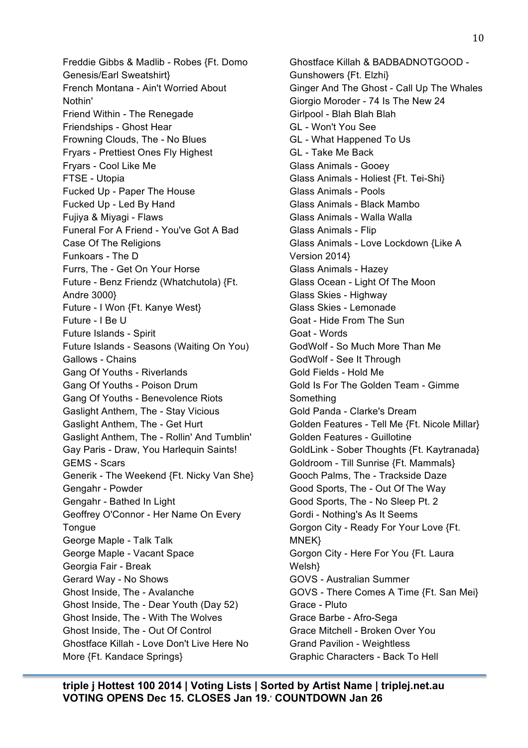Freddie Gibbs & Madlib - Robes {Ft. Domo Genesis/Earl Sweatshirt}
French Montana - Ain't Worried About Nothin'
Friend Within - The Renegade
Friendships - Ghost Hear
Frowning Clouds, The - No Blues
Fryars - Prettiest Ones Fly Highest
Fryars - Cool Like Me
FTSE - Utopia
Fucked Up - Paper The House
Fucked Up - Led By Hand
Fujiya & Miyagi - Flaws
Funeral For A Friend - You've Got A Bad Case Of The Religions
Funkoars - The D
Furrs, The - Get On Your Horse
Future - Benz Friendz (Whatchutola) {Ft. Andre 3000}
Future - I Won {Ft. Kanye West}
Future - I Be U
Future Islands - Spirit
Future Islands - Seasons (Waiting On You)
Gallows - Chains
Gang Of Youths - Riverlands
Gang Of Youths - Poison Drum
Gang Of Youths - Benevolence Riots
Gaslight Anthem, The - Stay Vicious
Gaslight Anthem, The - Get Hurt
Gaslight Anthem, The - Rollin' And Tumblin'
Gay Paris - Draw, You Harlequin Saints!
GEMS - Scars
Generik - The Weekend {Ft. Nicky Van She}
Gengahr - Powder
Gengahr - Bathed In Light
Geoffrey O'Connor - Her Name On Every Tongue
George Maple - Talk Talk
George Maple - Vacant Space
Georgia Fair - Break
Gerard Way - No Shows
Ghost Inside, The - Avalanche
Ghost Inside, The - Dear Youth (Day 52)
Ghost Inside, The - With The Wolves
Ghost Inside, The - Out Of Control
Ghostface Killah - Love Don't Live Here No More {Ft. Kandace Springs}
Ghostface Killah & BADBADNOTGOOD - Gunshowers {Ft. Elzhi}
Ginger And The Ghost - Call Up The Whales
Girlpio Moroder - 74 Is The New 24
Girlpool - Blah Blah Blah
GL - Won't You See
GL - What Happened To Us
GL - Take Me Back
Glass Animals - Gooey
Glass Animals - Holiest {Ft. Tei-Shi}
Glass Animals - Pools
Glass Animals - Black Mambo
Glass Animals - Walla Walla
Glass Animals - Flip
Glass Animals - Love Lockdown {Like A Version 2014}
Glass Animals - Hazey
Glass Ocean - Light Of The Moon
Glass Skies - Highway
Glass Skies - Lemonade
Goat - Hide From The Sun
Goat - Words
GodWolf - So Much More Than Me
GodWolf - See It Through
Gold Fields - Hold Me
Gold Is For The Golden Team - Gimme Something
Gold Panda - Clarke's Dream
Golden Features - Tell Me {Ft. Nicole Millar}
Golden Features - Guillotine
GoldLink - Sober Thoughts {Ft. Kaytranada}
Goldroom - Till Sunrise {Ft. Mammals}
Gooch Palms, The - Trackside Daze
Good Sports, The - Out Of The Way
Good Sports, The - No Sleep Pt. 2
Gordi - Nothing's As It Seems
Gorgon City - Ready For Your Love {Ft. MNEK}
Gorgon City - Here For You {Ft. Laura Welsh}
GOVS - Australian Summer
GOVS - There Comes A Time {Ft. San Mei}
Grace - Pluto
Grace Barbe - Afro-Sega
Grace Mitchell - Broken Over You
Grand Pavilion - Weightless
Graphic Characters - Back To Hell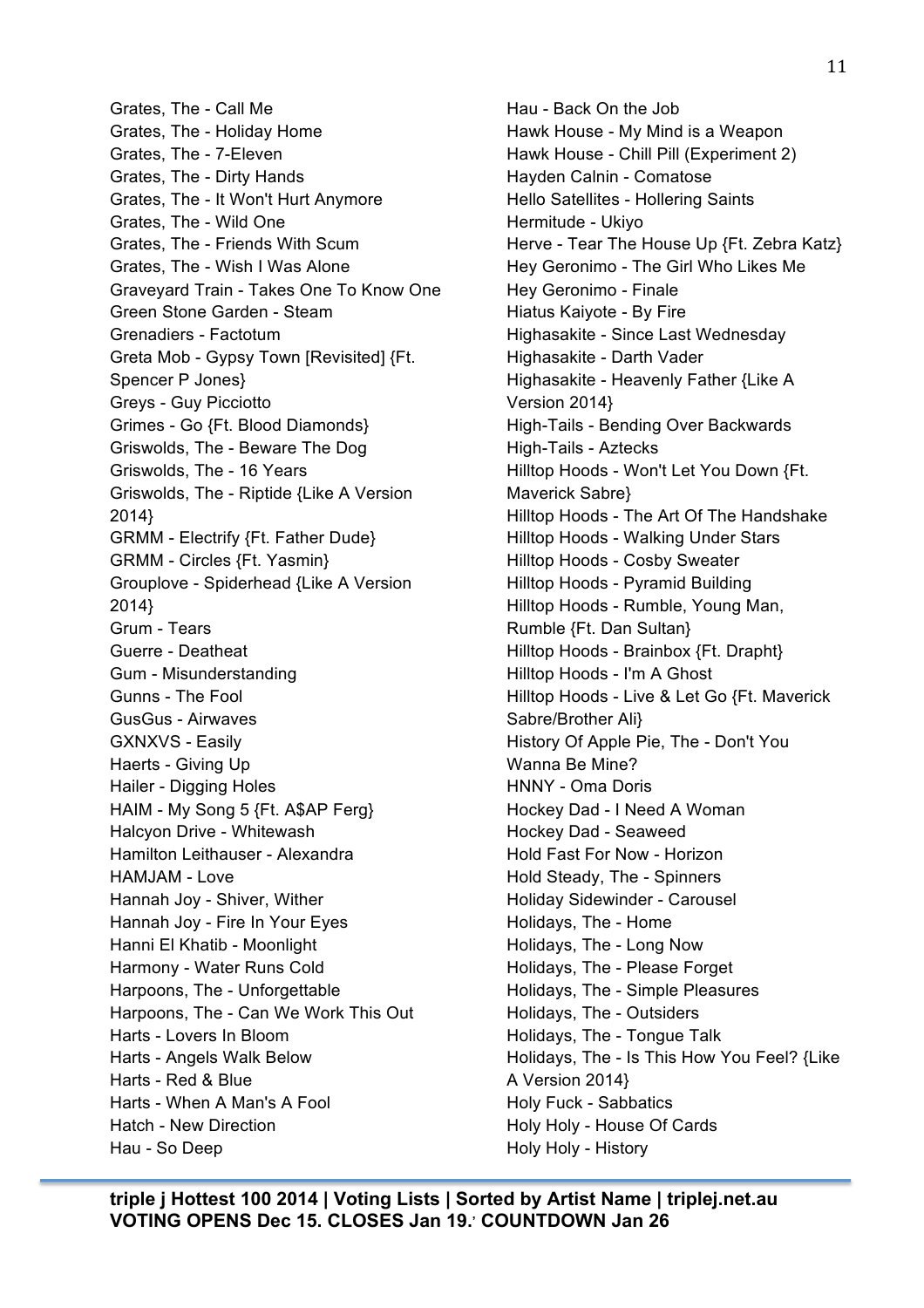Grates, The - Call Me
Grates, The - Holiday Home
Grates, The - 7-Eleven
Grates, The - Dirty Hands
Grates, The - It Won't Hurt Anymore
Grates, The - Wild One
Grates, The - Friends With Scum
Grates, The - Wish I Was Alone
Graveyard Train - Takes One To Know One
Green Stone Garden - Steam
Grenadiers - Factotum
Greta Mob - Gypsy Town [Revisited] {Ft. Spencer P Jones}
Greys - Guy Picciotto
Grimes - Go {Ft. Blood Diamonds}
Griswolds, The - Beware The Dog
Griswolds, The - 16 Years
Griswolds, The - Riptide {Like A Version 2014}
GRMM - Electrify {Ft. Father Dude}
GRMM - Circles {Ft. Yasmin}
Grouplove - Spiderhead {Like A Version 2014}
Grum - Tears
Guerre - Deatheat
Gum - Misunderstanding
Gunns - The Fool
GusGus - Airwaves
GXNXVS - Easily
Haerts - Giving Up
Hailer - Digging Holes
HAIM - My Song 5 {Ft. A$AP Ferg}
Halcyon Drive - Whitewash
Hamilton Leithauser - Alexandra
HAMJAM - Love
Hannah Joy - Shiver, Wither
Hannah Joy - Fire In Your Eyes
Hanni El Khatib - Moonlight
Harmony - Water Runs Cold
Harpoons, The - Unforgettable
Harpoons, The - Can We Work This Out
Harts - Lovers In Bloom
Harts - Angels Walk Below
Harts - Red & Blue
Harts - When A Man's A Fool
Hatch - New Direction
Hau - So Deep
Hau - Back On the Job
Hawk House - My Mind is a Weapon
Hawk House - Chill Pill (Experiment 2)
Hayden Calnin - Comatose
Hello Satellites - Hollering Saints
Hermitude - Ukiyo
Herve - Tear The House Up {Ft. Zebra Katz}
Hey Geronimo - The Girl Who Likes Me
Hey Geronimo - Finale
Hiatus Kaiyote - By Fire
Highasakite - Since Last Wednesday
Highasakite - Darth Vader
Highasakite - Heavenly Father {Like A Version 2014}
High-Tails - Bending Over Backwards
High-Tails - Aztecks
Hilltop Hoods - Won't Let You Down {Ft. Maverick Sabre}
Hilltop Hoods - The Art Of The Handshake
Hilltop Hoods - Walking Under Stars
Hilltop Hoods - Cosby Sweater
Hilltop Hoods - Pyramid Building
Hilltop Hoods - Rumble, Young Man, Rumble {Ft. Dan Sultan}
Hilltop Hoods - Brainbox {Ft. Drapht}
Hilltop Hoods - I'm A Ghost
Hilltop Hoods - Live & Let Go {Ft. Maverick Sabre/Brother Ali}
History Of Apple Pie, The - Don't You Wanna Be Mine?
HNNY - Oma Doris
Hockey Dad - I Need A Woman
Hockey Dad - Seaweed
Hold Fast For Now - Horizon
Hold Steady, The - Spinners
Holiday Sidewinder - Carousel
Holidays, The - Home
Holidays, The - Long Now
Holidays, The - Please Forget
Holidays, The - Simple Pleasures
Holidays, The - Outsiders
Holidays, The - Tongue Talk
Holidays, The - Is This How You Feel? {Like A Version 2014}
Holy Fuck - Sabbatics
Holy Holy - House Of Cards
Holy Holy - History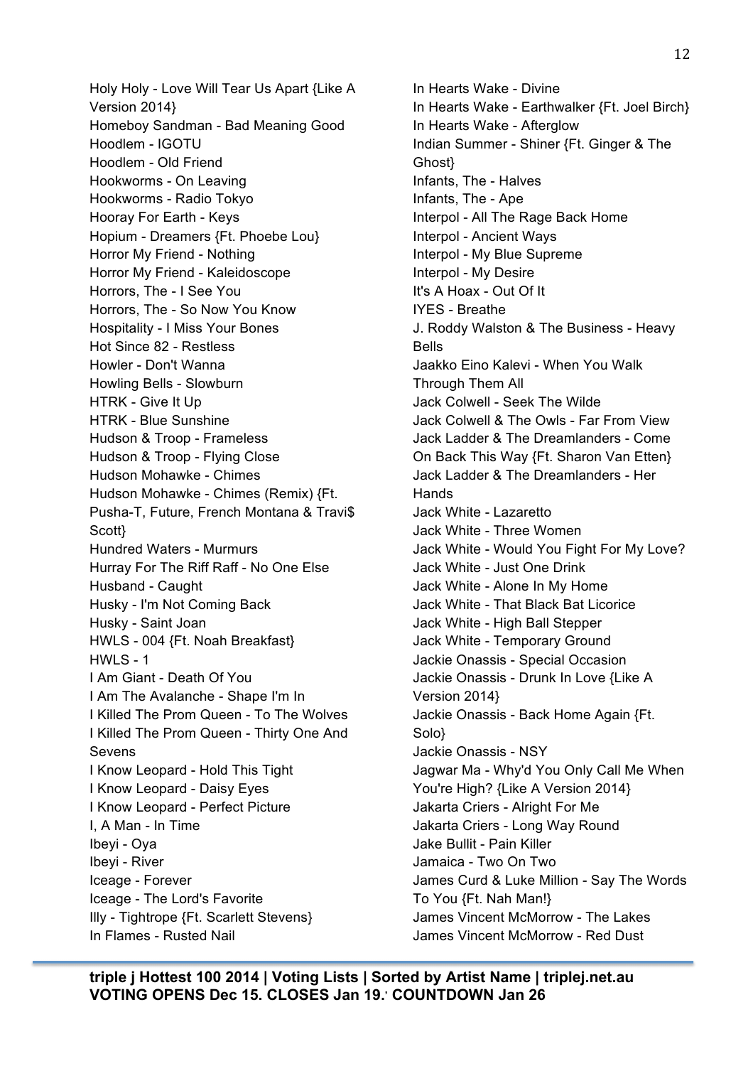Holy Holy - Love Will Tear Us Apart {Like A Version 2014}
Homeboy Sandman - Bad Meaning Good
Hoodlem - IGOTU
Hoodlem - Old Friend
Hookworms - On Leaving
Hookworms - Radio Tokyo
Hooray For Earth - Keys
Hopium - Dreamers {Ft. Phoebe Lou}
Horror My Friend - Nothing
Horror My Friend - Kaleidoscope
Horrors, The - I See You
Horrors, The - So Now You Know
Hospitality - I Miss Your Bones
Hot Since 82 - Restless
Howler - Don't Wanna
Howling Bells - Slowburn
HTRK - Give It Up
HTRK - Blue Sunshine
Hudson & Troop - Frameless
Hudson & Troop - Flying Close
Hudson Mohawke - Chimes
Hudson Mohawke - Chimes (Remix) {Ft. Pusha-T, Future, French Montana & Travi$ Scott}
Hundred Waters - Murmurs
Hurray For The Riff Raff - No One Else
Husband - Caught
Husky - I'm Not Coming Back
Husky - Saint Joan
HWLS - 004 {Ft. Noah Breakfast}
HWLS - 1
I Am Giant - Death Of You
I Am The Avalanche - Shape I'm In
I Killed The Prom Queen - To The Wolves
I Killed The Prom Queen - Thirty One And Sevens
I Know Leopard - Hold This Tight
I Know Leopard - Daisy Eyes
I Know Leopard - Perfect Picture
I, A Man - In Time
Ibeyi - Oya
Ibeyi - River
Iceage - Forever
Iceage - The Lord's Favorite
Illy - Tightrope {Ft. Scarlett Stevens}
In Flames - Rusted Nail
In Hearts Wake - Divine
In Hearts Wake - Earthwalker {Ft. Joel Birch}
In Hearts Wake - Afterglow
Indian Summer - Shiner {Ft. Ginger & The Ghost}
Infants, The - Halves
Infants, The - Ape
Interpol - All The Rage Back Home
Interpol - Ancient Ways
Interpol - My Blue Supreme
Interpol - My Desire
It's A Hoax - Out Of It
IYES - Breathe
J. Roddy Walston & The Business - Heavy Bells
Jaakko Eino Kalevi - When You Walk Through Them All
Jack Colwell - Seek The Wilde
Jack Colwell & The Owls - Far From View
Jack Ladder & The Dreamlanders - Come On Back This Way {Ft. Sharon Van Etten}
Jack Ladder & The Dreamlanders - Her Hands
Jack White - Lazaretto
Jack White - Three Women
Jack White - Would You Fight For My Love?
Jack White - Just One Drink
Jack White - Alone In My Home
Jack White - That Black Bat Licorice
Jack White - High Ball Stepper
Jack White - Temporary Ground
Jackie Onassis - Special Occasion
Jackie Onassis - Drunk In Love {Like A Version 2014}
Jackie Onassis - Back Home Again {Ft. Solo}
Jackie Onassis - NSY
Jagwar Ma - Why'd You Only Call Me When You're High? {Like A Version 2014}
Jakarta Criers - Alright For Me
Jakarta Criers - Long Way Round
Jake Bullit - Pain Killer
Jamaica - Two On Two
James Curd & Luke Million - Say The Words To You {Ft. Nah Man!}
James Vincent McMorrow - The Lakes
James Vincent McMorrow - Red Dust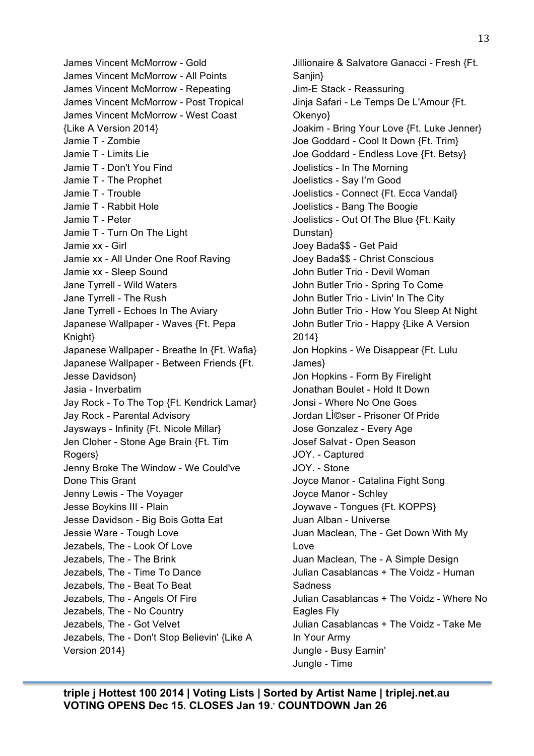James Vincent McMorrow - Gold
James Vincent McMorrow - All Points
James Vincent McMorrow - Repeating
James Vincent McMorrow - Post Tropical
James Vincent McMorrow - West Coast {Like A Version 2014}
Jamie T - Zombie
Jamie T - Limits Lie
Jamie T - Don't You Find
Jamie T - The Prophet
Jamie T - Trouble
Jamie T - Rabbit Hole
Jamie T - Peter
Jamie T - Turn On The Light
Jamie xx - Girl
Jamie xx - All Under One Roof Raving
Jamie xx - Sleep Sound
Jane Tyrrell - Wild Waters
Jane Tyrrell - The Rush
Jane Tyrrell - Echoes In The Aviary
Japanese Wallpaper - Waves {Ft. Pepa Knight}
Japanese Wallpaper - Breathe In {Ft. Wafia}
Japanese Wallpaper - Between Friends {Ft. Jesse Davidson}
Jasia - Inverbatim
Jay Rock - To The Top {Ft. Kendrick Lamar}
Jay Rock - Parental Advisory
Jaysways - Infinity {Ft. Nicole Millar}
Jen Cloher - Stone Age Brain {Ft. Tim Rogers}
Jenny Broke The Window - We Could've Done This Grant
Jenny Lewis - The Voyager
Jesse Boykins III - Plain
Jesse Davidson - Big Bois Gotta Eat
Jessie Ware - Tough Love
Jezabels, The - Look Of Love
Jezabels, The - The Brink
Jezabels, The - Time To Dance
Jezabels, The - Beat To Beat
Jezabels, The - Angels Of Fire
Jezabels, The - No Country
Jezabels, The - Got Velvet
Jezabels, The - Don't Stop Believin' {Like A Version 2014}
Jillionaire & Salvatore Ganacci - Fresh {Ft. Sanjin}
Jim-E Stack - Reassuring
Jinja Safari - Le Temps De L'Amour {Ft. Okenyo}
Joakim - Bring Your Love {Ft. Luke Jenner}
Joe Goddard - Cool It Down {Ft. Trim}
Joe Goddard - Endless Love {Ft. Betsy}
Joelistics - In The Morning
Joelistics - Say I'm Good
Joelistics - Connect {Ft. Ecca Vandal}
Joelistics - Bang The Boogie
Joelistics - Out Of The Blue {Ft. Kaity Dunstan}
Joey Bada$$ - Get Paid
Joey Bada$$ - Christ Conscious
John Butler Trio - Devil Woman
John Butler Trio - Spring To Come
John Butler Trio - Livin' In The City
John Butler Trio - How You Sleep At Night
John Butler Trio - Happy {Like A Version 2014}
Jon Hopkins - We Disappear {Ft. Lulu James}
Jon Hopkins - Form By Firelight
Jonathan Boulet - Hold It Down
Jonsi - Where No One Goes
Jordan LÌ©ser - Prisoner Of Pride
Jose Gonzalez - Every Age
Josef Salvat - Open Season
JOY. - Captured
JOY. - Stone
Joyce Manor - Catalina Fight Song
Joyce Manor - Schley
Joywave - Tongues {Ft. KOPPS}
Juan Alban - Universe
Juan Maclean, The - Get Down With My Love
Juan Maclean, The - A Simple Design
Julian Casablancas + The Voidz - Human Sadness
Julian Casablancas + The Voidz - Where No Eagles Fly
Julian Casablancas + The Voidz - Take Me In Your Army
Jungle - Busy Earnin'
Jungle - Time

**triple j Hottest 100 2014 | Voting Lists | Sorted by Artist Name | triplej.net.au**
**VOTING OPENS Dec 15. CLOSES Jan 19.' COUNTDOWN Jan 26**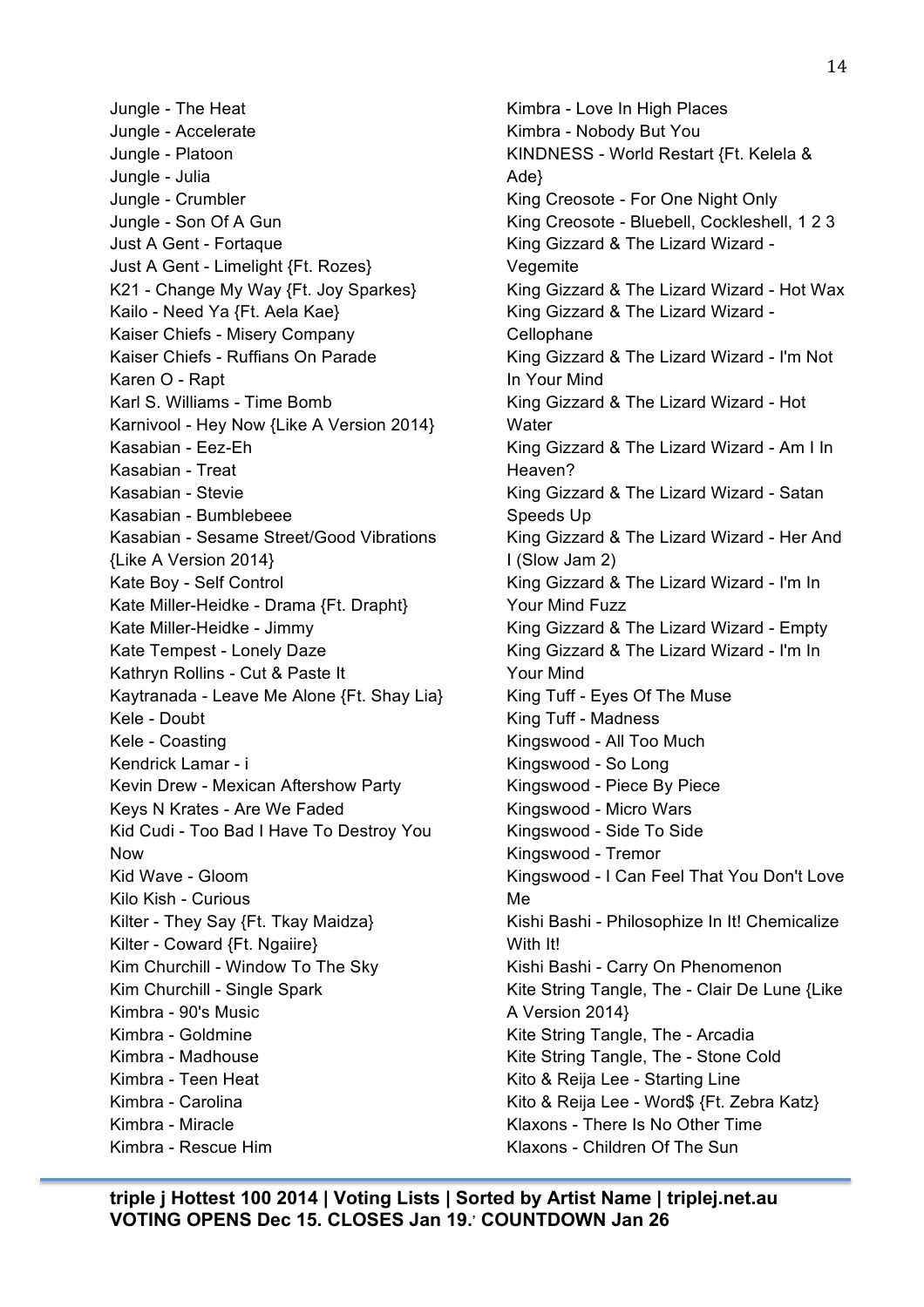Jungle - The Heat
Jungle - Accelerate
Jungle - Platoon
Jungle - Julia
Jungle - Crumbler
Jungle - Son Of A Gun
Just A Gent - Fortaque
Just A Gent - Limelight {Ft. Rozes}
K21 - Change My Way {Ft. Joy Sparkes}
Kailo - Need Ya {Ft. Aela Kae}
Kaiser Chiefs - Misery Company
Kaiser Chiefs - Ruffians On Parade
Karen O - Rapt
Karl S. Williams - Time Bomb
Karnivool - Hey Now {Like A Version 2014}
Kasabian - Eez-Eh
Kasabian - Treat
Kasabian - Stevie
Kasabian - Bumblebeee
Kasabian - Sesame Street/Good Vibrations {Like A Version 2014}
Kate Boy - Self Control
Kate Miller-Heidke - Drama {Ft. Drapht}
Kate Miller-Heidke - Jimmy
Kate Tempest - Lonely Daze
Kathryn Rollins - Cut & Paste It
Kaytranada - Leave Me Alone {Ft. Shay Lia}
Kele - Doubt
Kele - Coasting
Kendrick Lamar - i
Kevin Drew - Mexican Aftershow Party
Keys N Krates - Are We Faded
Kid Cudi - Too Bad I Have To Destroy You Now
Kid Wave - Gloom
Kilo Kish - Curious
Kilter - They Say {Ft. Tkay Maidza}
Kilter - Coward {Ft. Ngaiire}
Kim Churchill - Window To The Sky
Kim Churchill - Single Spark
Kimbra - 90's Music
Kimbra - Goldmine
Kimbra - Madhouse
Kimbra - Teen Heat
Kimbra - Carolina
Kimbra - Miracle
Kimbra - Rescue Him
Kimbra - Love In High Places
Kimbra - Nobody But You
KINDNESS - World Restart {Ft. Kelela & Ade}
King Creosote - For One Night Only
King Creosote - Bluebell, Cockleshell, 1 2 3
King Gizzard & The Lizard Wizard - Vegemite
King Gizzard & The Lizard Wizard - Hot Wax
King Gizzard & The Lizard Wizard - Cellophane
King Gizzard & The Lizard Wizard - I'm Not In Your Mind
King Gizzard & The Lizard Wizard - Hot Water
King Gizzard & The Lizard Wizard - Am I In Heaven?
King Gizzard & The Lizard Wizard - Satan Speeds Up
King Gizzard & The Lizard Wizard - Her And I (Slow Jam 2)
King Gizzard & The Lizard Wizard - I'm In Your Mind Fuzz
King Gizzard & The Lizard Wizard - Empty
King Gizzard & The Lizard Wizard - I'm In Your Mind
King Tuff - Eyes Of The Muse
King Tuff - Madness
Kingswood - All Too Much
Kingswood - So Long
Kingswood - Piece By Piece
Kingswood - Micro Wars
Kingswood - Side To Side
Kingswood - Tremor
Kingswood - I Can Feel That You Don't Love Me
Kishi Bashi - Philosophize In It! Chemicalize With It!
Kishi Bashi - Carry On Phenomenon
Kite String Tangle, The - Clair De Lune {Like A Version 2014}
Kite String Tangle, The - Arcadia
Kite String Tangle, The - Stone Cold
Kito & Reija Lee - Starting Line
Kito & Reija Lee - Word$ {Ft. Zebra Katz}
Klaxons - There Is No Other Time
Klaxons - Children Of The Sun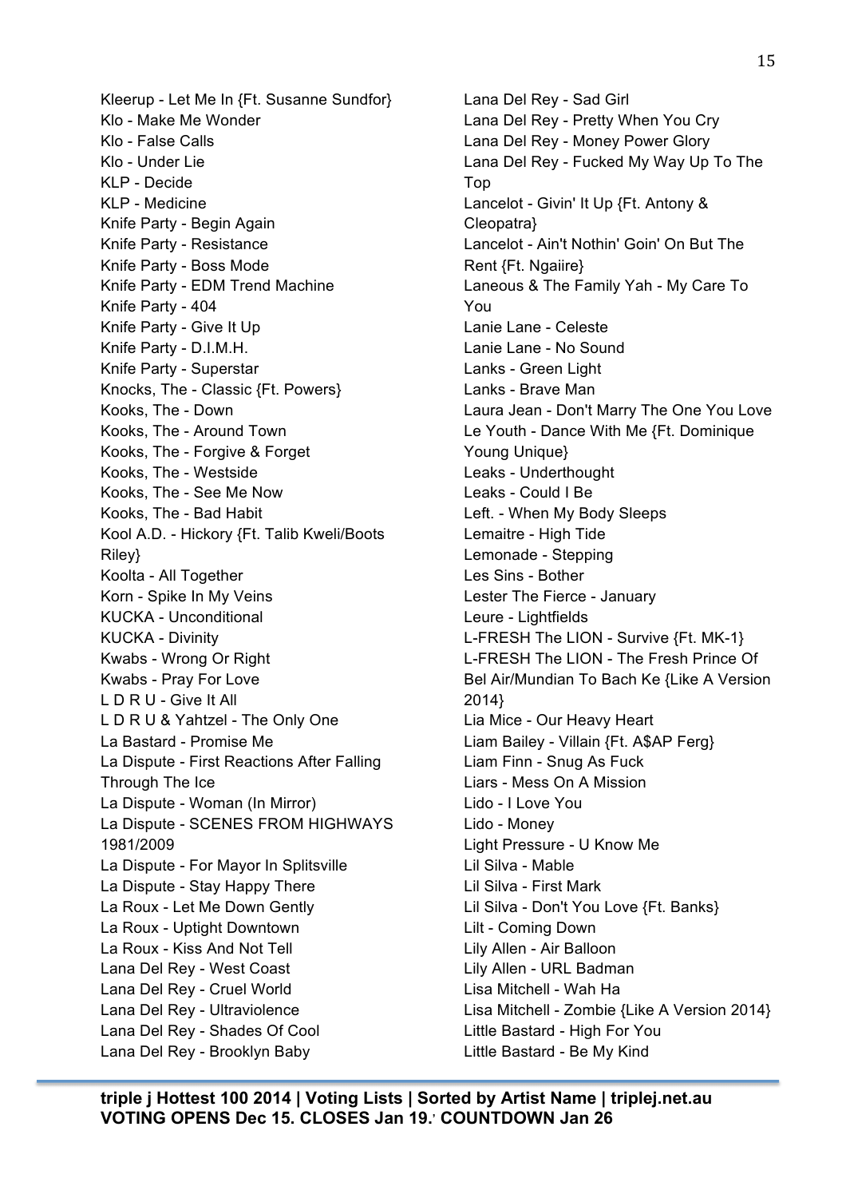Kleerup - Let Me In {Ft. Susanne Sundfor}
Klo - Make Me Wonder
Klo - False Calls
Klo - Under Lie
KLP - Decide
KLP - Medicine
Knife Party - Begin Again
Knife Party - Resistance
Knife Party - Boss Mode
Knife Party - EDM Trend Machine
Knife Party - 404
Knife Party - Give It Up
Knife Party - D.I.M.H.
Knife Party - Superstar
Knocks, The - Classic {Ft. Powers}
Kooks, The - Down
Kooks, The - Around Town
Kooks, The - Forgive & Forget
Kooks, The - Westside
Kooks, The - See Me Now
Kooks, The - Bad Habit
Kool A.D. - Hickory {Ft. Talib Kweli/Boots Riley}
Koolta - All Together
Korn - Spike In My Veins
KUCKA - Unconditional
KUCKA - Divinity
Kwabs - Wrong Or Right
Kwabs - Pray For Love
L D R U - Give It All
L D R U & Yahtzel - The Only One
La Bastard - Promise Me
La Dispute - First Reactions After Falling Through The Ice
La Dispute - Woman (In Mirror)
La Dispute - SCENES FROM HIGHWAYS 1981/2009
La Dispute - For Mayor In Splitsville
La Dispute - Stay Happy There
La Roux - Let Me Down Gently
La Roux - Uptight Downtown
La Roux - Kiss And Not Tell
Lana Del Rey - West Coast
Lana Del Rey - Cruel World
Lana Del Rey - Ultraviolence
Lana Del Rey - Shades Of Cool
Lana Del Rey - Brooklyn Baby
Lana Del Rey - Sad Girl
Lana Del Rey - Pretty When You Cry
Lana Del Rey - Money Power Glory
Lana Del Rey - Fucked My Way Up To The Top
Lancelot - Givin' It Up {Ft. Antony & Cleopatra}
Lancelot - Ain't Nothin' Goin' On But The Rent {Ft. Ngaiire}
Laneous & The Family Yah - My Care To You
Lanie Lane - Celeste
Lanie Lane - No Sound
Lanks - Green Light
Lanks - Brave Man
Laura Jean - Don't Marry The One You Love
Le Youth - Dance With Me {Ft. Dominique Young Unique}
Leaks - Underthought
Leaks - Could I Be
Left. - When My Body Sleeps
Lemaitre - High Tide
Lemonade - Stepping
Les Sins - Bother
Lester The Fierce - January
Leure - Lightfields
L-FRESH The LION - Survive {Ft. MK-1}
L-FRESH The LION - The Fresh Prince Of Bel Air/Mundian To Bach Ke {Like A Version 2014}
Lia Mice - Our Heavy Heart
Liam Bailey - Villain {Ft. A$AP Ferg}
Liam Finn - Snug As Fuck
Liars - Mess On A Mission
Lido - I Love You
Lido - Money
Light Pressure - U Know Me
Lil Silva - Mable
Lil Silva - First Mark
Lil Silva - Don't You Love {Ft. Banks}
Lilt - Coming Down
Lily Allen - Air Balloon
Lily Allen - URL Badman
Lisa Mitchell - Wah Ha
Lisa Mitchell - Zombie {Like A Version 2014}
Little Bastard - High For You
Little Bastard - Be My Kind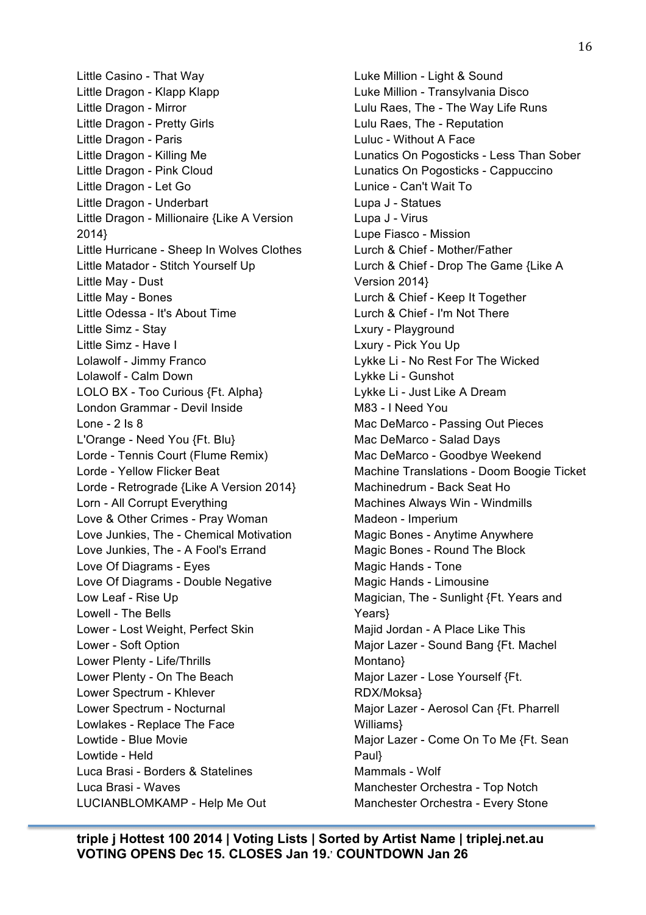Little Casino - That Way
Little Dragon - Klapp Klapp
Little Dragon - Mirror
Little Dragon - Pretty Girls
Little Dragon - Paris
Little Dragon - Killing Me
Little Dragon - Pink Cloud
Little Dragon - Let Go
Little Dragon - Underbart
Little Dragon - Millionaire {Like A Version 2014}
Little Hurricane - Sheep In Wolves Clothes
Little Matador - Stitch Yourself Up
Little May - Dust
Little May - Bones
Little Odessa - It's About Time
Little Simz - Stay
Little Simz - Have I
Lolawolf - Jimmy Franco
Lolawolf - Calm Down
LOLO BX - Too Curious {Ft. Alpha}
London Grammar - Devil Inside
Lone - 2 Is 8
L'Orange - Need You {Ft. Blu}
Lorde - Tennis Court (Flume Remix)
Lorde - Yellow Flicker Beat
Lorde - Retrograde {Like A Version 2014}
Lorn - All Corrupt Everything
Love & Other Crimes - Pray Woman
Love Junkies, The - Chemical Motivation
Love Junkies, The - A Fool's Errand
Love Of Diagrams - Eyes
Love Of Diagrams - Double Negative
Low Leaf - Rise Up
Lowell - The Bells
Lower - Lost Weight, Perfect Skin
Lower - Soft Option
Lower Plenty - Life/Thrills
Lower Plenty - On The Beach
Lower Spectrum - Khlever
Lower Spectrum - Nocturnal
Lowlakes - Replace The Face
Lowtide - Blue Movie
Lowtide - Held
Luca Brasi - Borders & Statelines
Luca Brasi - Waves
LUCIANBLOMKAMP - Help Me Out
Luke Million - Light & Sound
Luke Million - Transylvania Disco
Lulu Raes, The - The Way Life Runs
Lulu Raes, The - Reputation
Luluc - Without A Face
Lunatics On Pogosticks - Less Than Sober
Lunatics On Pogosticks - Cappuccino
Lunice - Can't Wait To
Lupa J - Statues
Lupa J - Virus
Lupe Fiasco - Mission
Lurch & Chief - Mother/Father
Lurch & Chief - Drop The Game {Like A Version 2014}
Lurch & Chief - Keep It Together
Lurch & Chief - I'm Not There
Lxury - Playground
Lxury - Pick You Up
Lykke Li - No Rest For The Wicked
Lykke Li - Gunshot
Lykke Li - Just Like A Dream
M83 - I Need You
Mac DeMarco - Passing Out Pieces
Mac DeMarco - Salad Days
Mac DeMarco - Goodbye Weekend
Machine Translations - Doom Boogie Ticket
Machinedrum - Back Seat Ho
Machines Always Win - Windmills
Madeon - Imperium
Magic Bones - Anytime Anywhere
Magic Bones - Round The Block
Magic Hands - Tone
Magic Hands - Limousine
Magician, The - Sunlight {Ft. Years and Years}
Majid Jordan - A Place Like This
Major Lazer - Sound Bang {Ft. Machel Montano}
Major Lazer - Lose Yourself {Ft. RDX/Moksa}
Major Lazer - Aerosol Can {Ft. Pharrell Williams}
Major Lazer - Come On To Me {Ft. Sean Paul}
Mammals - Wolf
Manchester Orchestra - Top Notch
Manchester Orchestra - Every Stone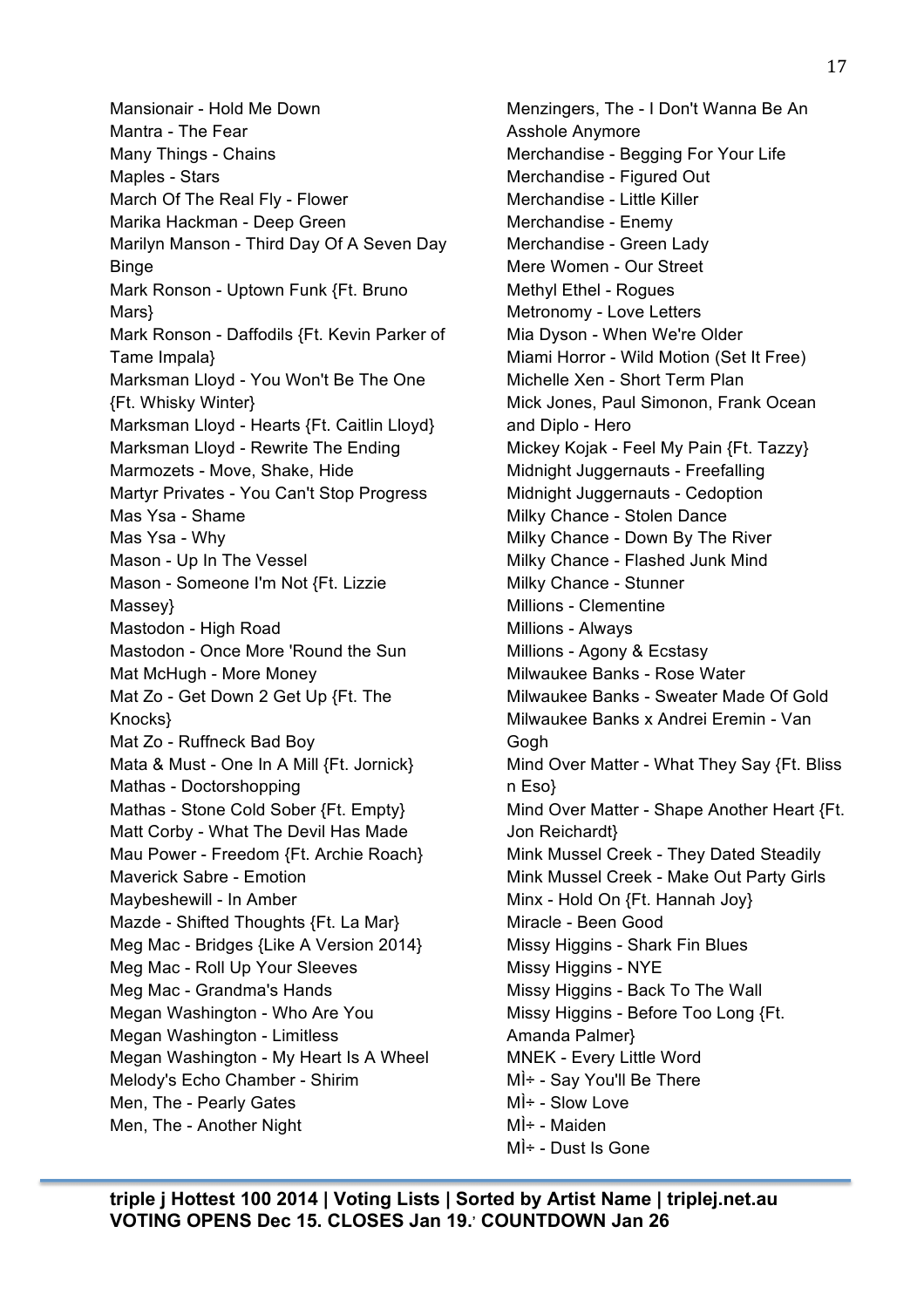Mansionair - Hold Me Down
Mantra - The Fear
Many Things - Chains
Maples - Stars
March Of The Real Fly - Flower
Marika Hackman - Deep Green
Marilyn Manson - Third Day Of A Seven Day Binge
Mark Ronson - Uptown Funk {Ft. Bruno Mars}
Mark Ronson - Daffodils {Ft. Kevin Parker of Tame Impala}
Marksman Lloyd - You Won't Be The One {Ft. Whisky Winter}
Marksman Lloyd - Hearts {Ft. Caitlin Lloyd}
Marksman Lloyd - Rewrite The Ending
Marmozets - Move, Shake, Hide
Martyr Privates - You Can't Stop Progress
Mas Ysa - Shame
Mas Ysa - Why
Mason - Up In The Vessel
Mason - Someone I'm Not {Ft. Lizzie Massey}
Mastodon - High Road
Mastodon - Once More 'Round the Sun
Mat McHugh - More Money
Mat Zo - Get Down 2 Get Up {Ft. The Knocks}
Mat Zo - Ruffneck Bad Boy
Mata & Must - One In A Mill {Ft. Jornick}
Mathas - Doctorshopping
Mathas - Stone Cold Sober {Ft. Empty}
Matt Corby - What The Devil Has Made
Mau Power - Freedom {Ft. Archie Roach}
Maverick Sabre - Emotion
Maybeshewill - In Amber
Mazde - Shifted Thoughts {Ft. La Mar}
Meg Mac - Bridges {Like A Version 2014}
Meg Mac - Roll Up Your Sleeves
Meg Mac - Grandma's Hands
Megan Washington - Who Are You
Megan Washington - Limitless
Megan Washington - My Heart Is A Wheel
Melody's Echo Chamber - Shirim
Men, The - Pearly Gates
Men, The - Another Night
Menzingers, The - I Don't Wanna Be An Asshole Anymore
Merchandise - Begging For Your Life
Merchandise - Figured Out
Merchandise - Little Killer
Merchandise - Enemy
Merchandise - Green Lady
Mere Women - Our Street
Methyl Ethel - Rogues
Metronomy - Love Letters
Mia Dyson - When We're Older
Miami Horror - Wild Motion (Set It Free)
Michelle Xen - Short Term Plan
Mick Jones, Paul Simonon, Frank Ocean and Diplo - Hero
Mickey Kojak - Feel My Pain {Ft. Tazzy}
Midnight Juggernauts - Freefalling
Midnight Juggernauts - Cedoption
Milky Chance - Stolen Dance
Milky Chance - Down By The River
Milky Chance - Flashed Junk Mind
Milky Chance - Stunner
Millions - Clementine
Millions - Always
Millions - Agony & Ecstasy
Milwaukee Banks - Rose Water
Milwaukee Banks - Sweater Made Of Gold
Milwaukee Banks x Andrei Eremin - Van Gogh
Mind Over Matter - What They Say {Ft. Bliss n Eso}
Mind Over Matter - Shape Another Heart {Ft. Jon Reichardt}
Mink Mussel Creek - They Dated Steadily
Mink Mussel Creek - Make Out Party Girls
Minx - Hold On {Ft. Hannah Joy}
Miracle - Been Good
Missy Higgins - Shark Fin Blues
Missy Higgins - NYE
Missy Higgins - Back To The Wall
Missy Higgins - Before Too Long {Ft. Amanda Palmer}
MNEK - Every Little Word
MÌ÷ - Say You'll Be There
MÌ÷ - Slow Love
MÌ÷ - Maiden
MÌ÷ - Dust Is Gone

**triple j Hottest 100 2014 | Voting Lists | Sorted by Artist Name | triplej.net.au**
**VOTING OPENS Dec 15. CLOSES Jan 19. COUNTDOWN Jan 26**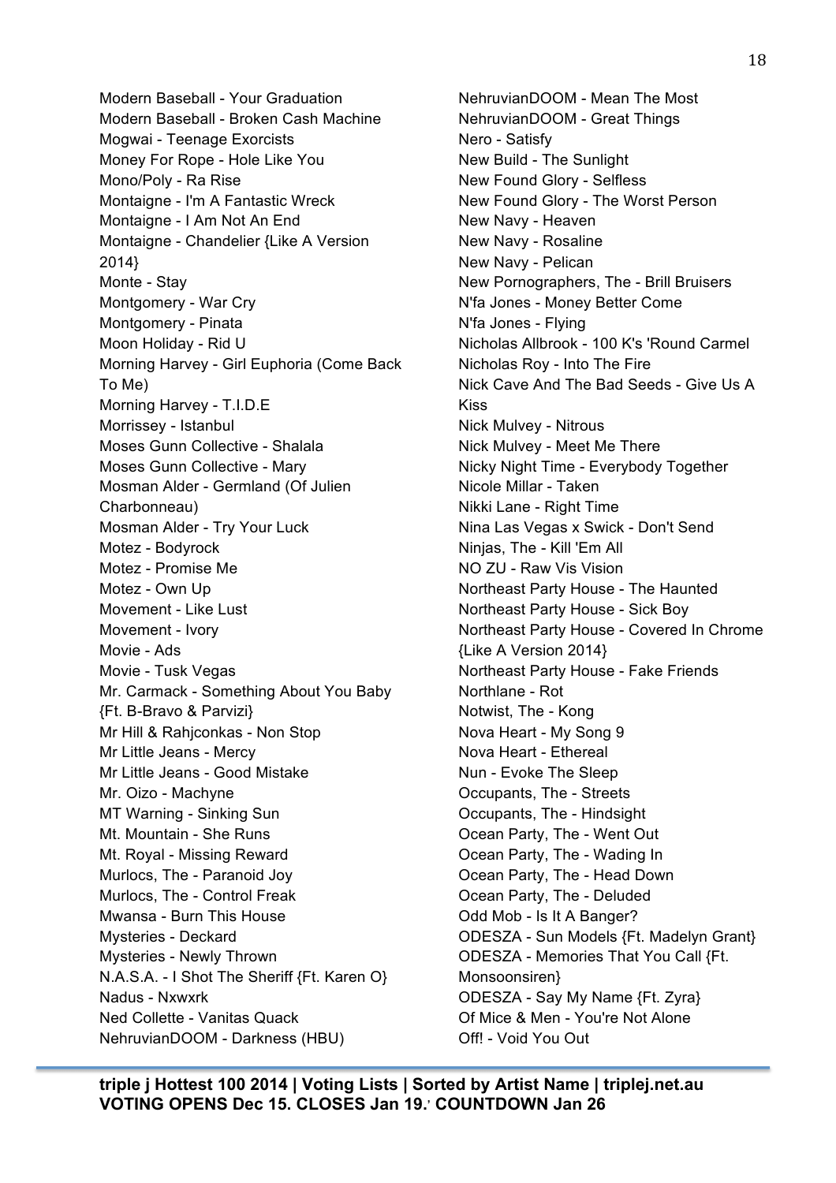Modern Baseball - Your Graduation
Modern Baseball - Broken Cash Machine
Mogwai - Teenage Exorcists
Money For Rope - Hole Like You
Mono/Poly - Ra Rise
Montaigne - I'm A Fantastic Wreck
Montaigne - I Am Not An End
Montaigne - Chandelier {Like A Version 2014}
Monte - Stay
Montgomery - War Cry
Montgomery - Pinata
Moon Holiday - Rid U
Morning Harvey - Girl Euphoria (Come Back To Me)
Morning Harvey - T.I.D.E
Morrissey - Istanbul
Moses Gunn Collective - Shalala
Moses Gunn Collective - Mary
Mosman Alder - Germland (Of Julien Charbonneau)
Mosman Alder - Try Your Luck
Motez - Bodyrock
Motez - Promise Me
Motez - Own Up
Movement - Like Lust
Movement - Ivory
Movie - Ads
Movie - Tusk Vegas
Mr. Carmack - Something About You Baby {Ft. B-Bravo & Parvizi}
Mr Hill & Rahjconkas - Non Stop
Mr Little Jeans - Mercy
Mr Little Jeans - Good Mistake
Mr. Oizo - Machyne
MT Warning - Sinking Sun
Mt. Mountain - She Runs
Mt. Royal - Missing Reward
Murlocs, The - Paranoid Joy
Murlocs, The - Control Freak
Mwansa - Burn This House
Mysteries - Deckard
Mysteries - Newly Thrown
N.A.S.A. - I Shot The Sheriff {Ft. Karen O}
Nadus - Nxwxrk
Ned Collette - Vanitas Quack
NehruvianDOOM - Darkness (HBU)
NehruvianDOOM - Mean The Most
NehruvianDOOM - Great Things
Nero - Satisfy
New Build - The Sunlight
New Found Glory - Selfless
New Found Glory - The Worst Person
New Navy - Heaven
New Navy - Rosaline
New Navy - Pelican
New Pornographers, The - Brill Bruisers
N'fa Jones - Money Better Come
N'fa Jones - Flying
Nicholas Allbrook - 100 K's 'Round Carmel
Nicholas Roy - Into The Fire
Nick Cave And The Bad Seeds - Give Us A Kiss
Nick Mulvey - Nitrous
Nick Mulvey - Meet Me There
Nicky Night Time - Everybody Together
Nicole Millar - Taken
Nikki Lane - Right Time
Nina Las Vegas x Swick - Don't Send
Ninjas, The - Kill 'Em All
NO ZU - Raw Vis Vision
Northeast Party House - The Haunted
Northeast Party House - Sick Boy
Northeast Party House - Covered In Chrome {Like A Version 2014}
Northeast Party House - Fake Friends
Northlane - Rot
Notwist, The - Kong
Nova Heart - My Song 9
Nova Heart - Ethereal
Nun - Evoke The Sleep
Occupants, The - Streets
Occupants, The - Hindsight
Ocean Party, The - Went Out
Ocean Party, The - Wading In
Ocean Party, The - Head Down
Ocean Party, The - Deluded
Odd Mob - Is It A Banger?
ODESZA - Sun Models {Ft. Madelyn Grant}
ODESZA - Memories That You Call {Ft. Monsoonsiren}
ODESZA - Say My Name {Ft. Zyra}
Of Mice & Men - You're Not Alone
Off! - Void You Out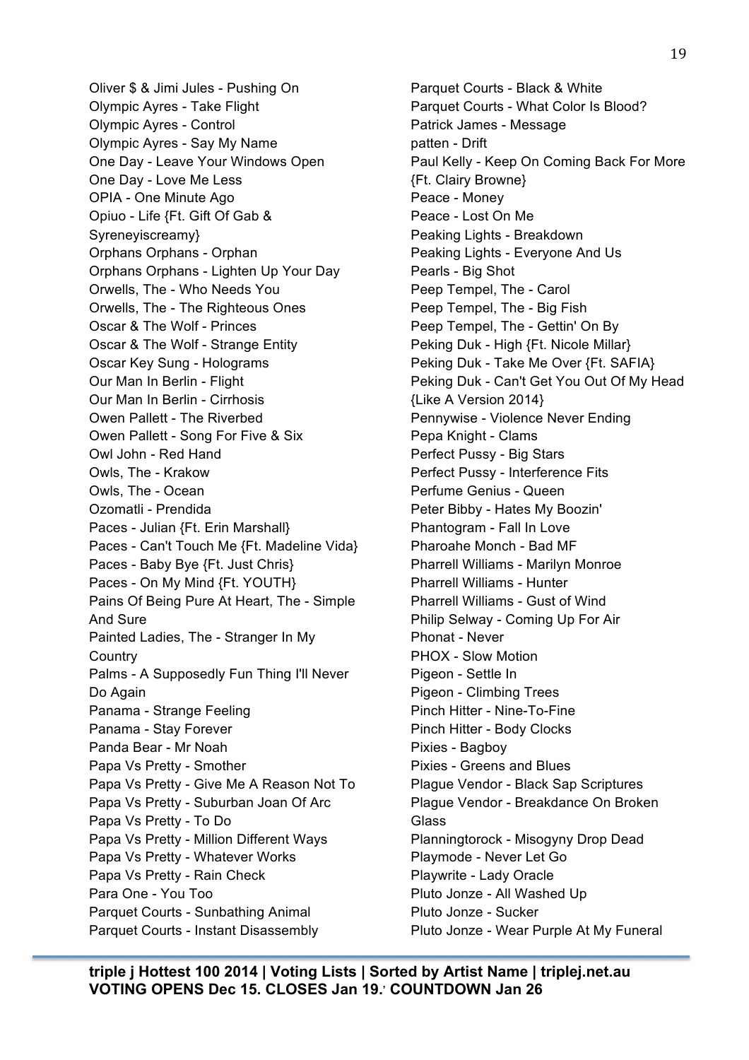Oliver $ & Jimi Jules - Pushing On
Olympic Ayres - Take Flight
Olympic Ayres - Control
Olympic Ayres - Say My Name
One Day - Leave Your Windows Open
One Day - Love Me Less
OPIA - One Minute Ago
Opiuo - Life {Ft. Gift Of Gab & Syreneyiscreamy}
Orphans Orphans - Orphan
Orphans Orphans - Lighten Up Your Day
Orwells, The - Who Needs You
Orwells, The - The Righteous Ones
Oscar & The Wolf - Princes
Oscar & The Wolf - Strange Entity
Oscar Key Sung - Holograms
Our Man In Berlin - Flight
Our Man In Berlin - Cirrhosis
Owen Pallett - The Riverbed
Owen Pallett - Song For Five & Six
Owl John - Red Hand
Owls, The - Krakow
Owls, The - Ocean
Ozomatli - Prendida
Paces - Julian {Ft. Erin Marshall}
Paces - Can't Touch Me {Ft. Madeline Vida}
Paces - Baby Bye {Ft. Just Chris}
Paces - On My Mind {Ft. YOUTH}
Pains Of Being Pure At Heart, The - Simple And Sure
Painted Ladies, The - Stranger In My Country
Palms - A Supposedly Fun Thing I'll Never Do Again
Panama - Strange Feeling
Panama - Stay Forever
Panda Bear - Mr Noah
Papa Vs Pretty - Smother
Papa Vs Pretty - Give Me A Reason Not To
Papa Vs Pretty - Suburban Joan Of Arc
Papa Vs Pretty - To Do
Papa Vs Pretty - Million Different Ways
Papa Vs Pretty - Whatever Works
Papa Vs Pretty - Rain Check
Para One - You Too
Parquet Courts - Sunbathing Animal
Parquet Courts - Instant Disassembly
Parquet Courts - Black & White
Parquet Courts - What Color Is Blood?
Patrick James - Message
patten - Drift
Paul Kelly - Keep On Coming Back For More {Ft. Clairy Browne}
Peace - Money
Peace - Lost On Me
Peaking Lights - Breakdown
Peaking Lights - Everyone And Us
Pearls - Big Shot
Peep Tempel, The - Carol
Peep Tempel, The - Big Fish
Peep Tempel, The - Gettin' On By
Peking Duk - High {Ft. Nicole Millar}
Peking Duk - Take Me Over {Ft. SAFIA}
Peking Duk - Can't Get You Out Of My Head {Like A Version 2014}
Pennywise - Violence Never Ending
Pepa Knight - Clams
Perfect Pussy - Big Stars
Perfect Pussy - Interference Fits
Perfume Genius - Queen
Peter Bibby - Hates My Boozin'
Phantogram - Fall In Love
Pharoahe Monch - Bad MF
Pharrell Williams - Marilyn Monroe
Pharrell Williams - Hunter
Pharrell Williams - Gust of Wind
Philip Selway - Coming Up For Air
Phonat - Never
PHOX - Slow Motion
Pigeon - Settle In
Pigeon - Climbing Trees
Pinch Hitter - Nine-To-Fine
Pinch Hitter - Body Clocks
Pixies - Bagboy
Pixies - Greens and Blues
Plague Vendor - Black Sap Scriptures
Plague Vendor - Breakdance On Broken Glass
Planningtorock - Misogyny Drop Dead
Playmode - Never Let Go
Playwrite - Lady Oracle
Pluto Jonze - All Washed Up
Pluto Jonze - Sucker
Pluto Jonze - Wear Purple At My Funeral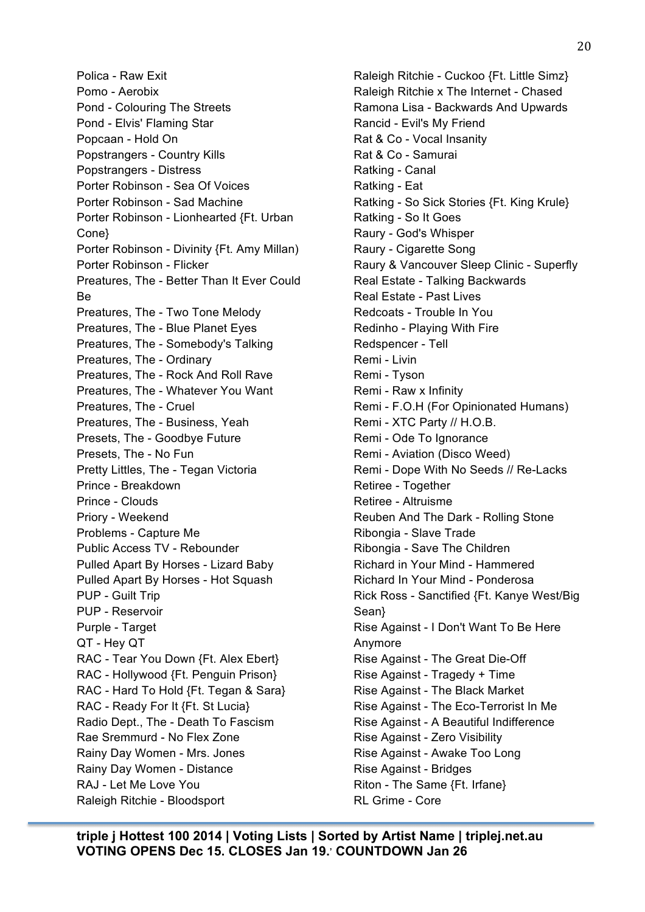Polica - Raw Exit
Pomo - Aerobix
Pond - Colouring The Streets
Pond - Elvis' Flaming Star
Popcaan - Hold On
Popstrangers - Country Kills
Popstrangers - Distress
Porter Robinson - Sea Of Voices
Porter Robinson - Sad Machine
Porter Robinson - Lionhearted {Ft. Urban Cone}
Porter Robinson - Divinity {Ft. Amy Millan)
Porter Robinson - Flicker
Preatures, The - Better Than It Ever Could Be
Preatures, The - Two Tone Melody
Preatures, The - Blue Planet Eyes
Preatures, The - Somebody's Talking
Preatures, The - Ordinary
Preatures, The - Rock And Roll Rave
Preatures, The - Whatever You Want
Preatures, The - Cruel
Preatures, The - Business, Yeah
Presets, The - Goodbye Future
Presets, The - No Fun
Pretty Littles, The - Tegan Victoria
Prince - Breakdown
Prince - Clouds
Priory - Weekend
Problems - Capture Me
Public Access TV - Rebounder
Pulled Apart By Horses - Lizard Baby
Pulled Apart By Horses - Hot Squash
PUP - Guilt Trip
PUP - Reservoir
Purple - Target
QT - Hey QT
RAC - Tear You Down {Ft. Alex Ebert}
RAC - Hollywood {Ft. Penguin Prison}
RAC - Hard To Hold {Ft. Tegan & Sara}
RAC - Ready For It {Ft. St Lucia}
Radio Dept., The - Death To Fascism
Rae Sremmurd - No Flex Zone
Rainy Day Women - Mrs. Jones
Rainy Day Women - Distance
RAJ - Let Me Love You
Raleigh Ritchie - Bloodsport
Raleigh Ritchie - Cuckoo {Ft. Little Simz}
Raleigh Ritchie x The Internet - Chased
Ramona Lisa - Backwards And Upwards
Rancid - Evil's My Friend
Rat & Co - Vocal Insanity
Rat & Co - Samurai
Ratking - Canal
Ratking - Eat
Ratking - So Sick Stories {Ft. King Krule}
Ratking - So It Goes
Raury - God's Whisper
Raury - Cigarette Song
Raury & Vancouver Sleep Clinic - Superfly
Real Estate - Talking Backwards
Real Estate - Past Lives
Redcoats - Trouble In You
Redinho - Playing With Fire
Redspencer - Tell
Remi - Livin
Remi - Tyson
Remi - Raw x Infinity
Remi - F.O.H (For Opinionated Humans)
Remi - XTC Party // H.O.B.
Remi - Ode To Ignorance
Remi - Aviation (Disco Weed)
Remi - Dope With No Seeds // Re-Lacks
Retiree - Together
Retiree - Altruisme
Reuben And The Dark - Rolling Stone
Ribongia - Slave Trade
Ribongia - Save The Children
Richard in Your Mind - Hammered
Richard In Your Mind - Ponderosa
Rick Ross - Sanctified {Ft. Kanye West/Big Sean}
Rise Against - I Don't Want To Be Here Anymore
Rise Against - The Great Die-Off
Rise Against - Tragedy + Time
Rise Against - The Black Market
Rise Against - The Eco-Terrorist In Me
Rise Against - A Beautiful Indifference
Rise Against - Zero Visibility
Rise Against - Awake Too Long
Rise Against - Bridges
Riton - The Same {Ft. Irfane}
RL Grime - Core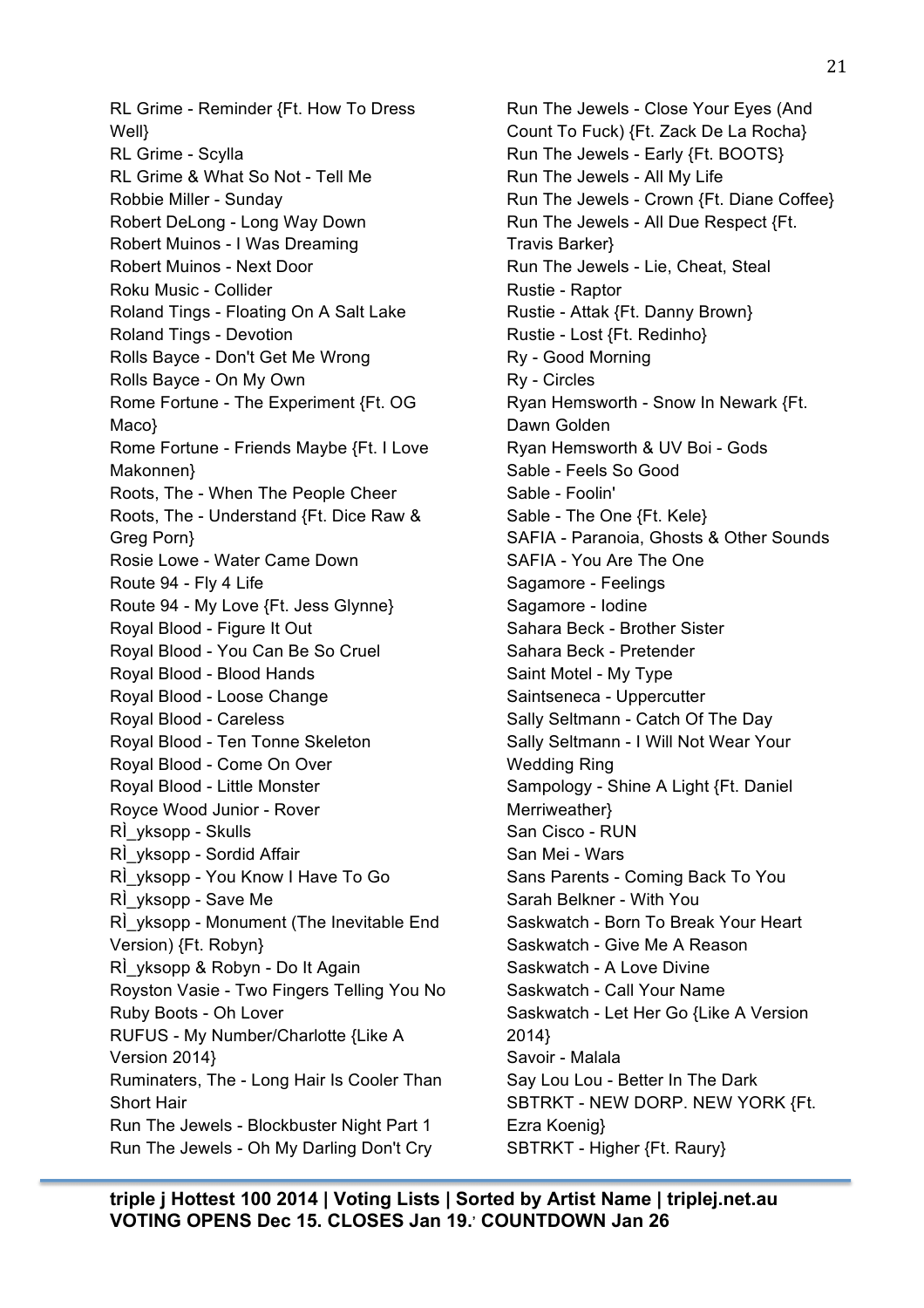RL Grime - Reminder {Ft. How To Dress Well}
RL Grime - Scylla
RL Grime & What So Not - Tell Me
Robbie Miller - Sunday
Robert DeLong - Long Way Down
Robert Muinos - I Was Dreaming
Robert Muinos - Next Door
Roku Music - Collider
Roland Tings - Floating On A Salt Lake
Roland Tings - Devotion
Rolls Bayce - Don't Get Me Wrong
Rolls Bayce - On My Own
Rome Fortune - The Experiment {Ft. OG Maco}
Rome Fortune - Friends Maybe {Ft. I Love Makonnen}
Roots, The - When The People Cheer
Roots, The - Understand {Ft. Dice Raw & Greg Porn}
Rosie Lowe - Water Came Down
Route 94 - Fly 4 Life
Route 94 - My Love {Ft. Jess Glynne}
Royal Blood - Figure It Out
Royal Blood - You Can Be So Cruel
Royal Blood - Blood Hands
Royal Blood - Loose Change
Royal Blood - Careless
Royal Blood - Ten Tonne Skeleton
Royal Blood - Come On Over
Royal Blood - Little Monster
Royce Wood Junior - Rover
RÌ_yksopp - Skulls
RÌ_yksopp - Sordid Affair
RÌ_yksopp - You Know I Have To Go
RÌ_yksopp - Save Me
RÌ_yksopp - Monument (The Inevitable End Version) {Ft. Robyn}
RÌ_yksopp & Robyn - Do It Again
Royston Vasie - Two Fingers Telling You No
Ruby Boots - Oh Lover
RUFUS - My Number/Charlotte {Like A Version 2014}
Ruminaters, The - Long Hair Is Cooler Than Short Hair
Run The Jewels - Blockbuster Night Part 1
Run The Jewels - Oh My Darling Don't Cry
Run The Jewels - Close Your Eyes (And Count To Fuck) {Ft. Zack De La Rocha}
Run The Jewels - Early {Ft. BOOTS}
Run The Jewels - All My Life
Run The Jewels - Crown {Ft. Diane Coffee}
Run The Jewels - All Due Respect {Ft. Travis Barker}
Run The Jewels - Lie, Cheat, Steal
Rustie - Raptor
Rustie - Attak {Ft. Danny Brown}
Rustie - Lost {Ft. Redinho}
Ry - Good Morning
Ry - Circles
Ryan Hemsworth - Snow In Newark {Ft. Dawn Golden
Ryan Hemsworth & UV Boi - Gods
Sable - Feels So Good
Sable - Foolin'
Sable - The One {Ft. Kele}
SAFIA - Paranoia, Ghosts & Other Sounds
SAFIA - You Are The One
Sagamore - Feelings
Sagamore - Iodine
Sahara Beck - Brother Sister
Sahara Beck - Pretender
Saint Motel - My Type
Saintseneca - Uppercutter
Sally Seltmann - Catch Of The Day
Sally Seltmann - I Will Not Wear Your Wedding Ring
Sampology - Shine A Light {Ft. Daniel Merriweather}
San Cisco - RUN
San Mei - Wars
Sans Parents - Coming Back To You
Sarah Belkner - With You
Saskwatch - Born To Break Your Heart
Saskwatch - Give Me A Reason
Saskwatch - A Love Divine
Saskwatch - Call Your Name
Saskwatch - Let Her Go {Like A Version 2014}
Savoir - Malala
Say Lou Lou - Better In The Dark
SBTRKT - NEW DORP. NEW YORK {Ft. Ezra Koenig}
SBTRKT - Higher {Ft. Raury}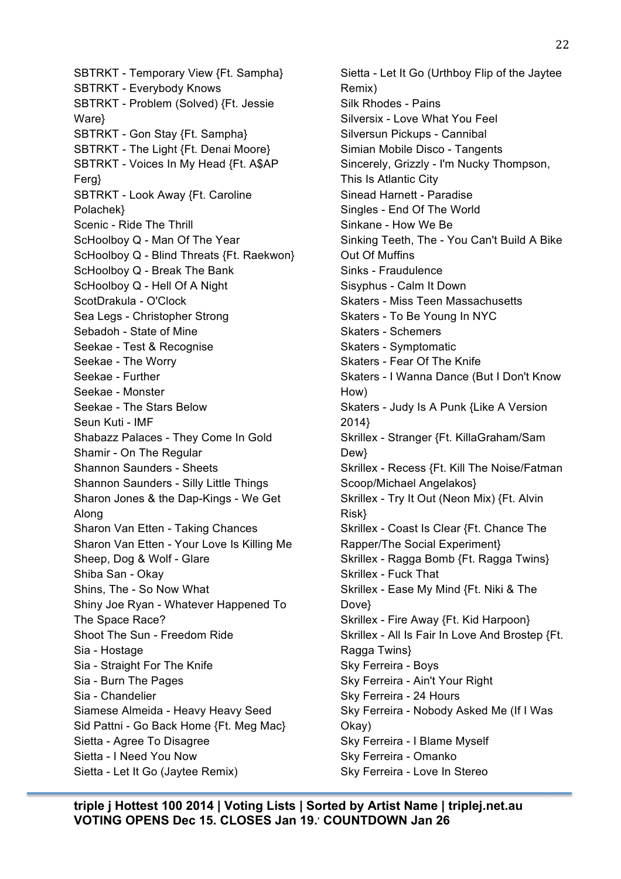SBTRKT - Temporary View {Ft. Sampha}
SBTRKT - Everybody Knows
SBTRKT - Problem (Solved) {Ft. Jessie Ware}
SBTRKT - Gon Stay {Ft. Sampha}
SBTRKT - The Light {Ft. Denai Moore}
SBTRKT - Voices In My Head {Ft. A$AP Ferg}
SBTRKT - Look Away {Ft. Caroline Polachek}
Scenic - Ride The Thrill
ScHoolboy Q - Man Of The Year
ScHoolboy Q - Blind Threats {Ft. Raekwon}
ScHoolboy Q - Break The Bank
ScHoolboy Q - Hell Of A Night
ScotDrakula - O'Clock
Sea Legs - Christopher Strong
Sebadoh - State of Mine
Seekae - Test & Recognise
Seekae - The Worry
Seekae - Further
Seekae - Monster
Seekae - The Stars Below
Seun Kuti - IMF
Shabazz Palaces - They Come In Gold
Shamir - On The Regular
Shannon Saunders - Sheets
Shannon Saunders - Silly Little Things
Sharon Jones & the Dap-Kings - We Get Along
Sharon Van Etten - Taking Chances
Sharon Van Etten - Your Love Is Killing Me
Sheep, Dog & Wolf - Glare
Shiba San - Okay
Shins, The - So Now What
Shiny Joe Ryan - Whatever Happened To The Space Race?
Shoot The Sun - Freedom Ride
Sia - Hostage
Sia - Straight For The Knife
Sia - Burn The Pages
Sia - Chandelier
Siamese Almeida - Heavy Heavy Seed
Sid Pattni - Go Back Home {Ft. Meg Mac}
Sietta - Agree To Disagree
Sietta - I Need You Now
Sietta - Let It Go (Jaytee Remix)
Sietta - Let It Go (Urthboy Flip of the Jaytee Remix)
Silk Rhodes - Pains
Silversix - Love What You Feel
Silversun Pickups - Cannibal
Simian Mobile Disco - Tangents
Sincerely, Grizzly - I'm Nucky Thompson, This Is Atlantic City
Sinead Harnett - Paradise
Singles - End Of The World
Sinkane - How We Be
Sinking Teeth, The - You Can't Build A Bike Out Of Muffins
Sinks - Fraudulence
Sisyphus - Calm It Down
Skaters - Miss Teen Massachusetts
Skaters - To Be Young In NYC
Skaters - Schemers
Skaters - Symptomatic
Skaters - Fear Of The Knife
Skaters - I Wanna Dance (But I Don't Know How)
Skaters - Judy Is A Punk {Like A Version 2014}
Skrillex - Stranger {Ft. KillaGraham/Sam Dew}
Skrillex - Recess {Ft. Kill The Noise/Fatman Scoop/Michael Angelakos}
Skrillex - Try It Out (Neon Mix) {Ft. Alvin Risk}
Skrillex - Coast Is Clear {Ft. Chance The Rapper/The Social Experiment}
Skrillex - Ragga Bomb {Ft. Ragga Twins}
Skrillex - Fuck That
Skrillex - Ease My Mind {Ft. Niki & The Dove}
Skrillex - Fire Away {Ft. Kid Harpoon}
Skrillex - All Is Fair In Love And Brostep {Ft. Ragga Twins}
Sky Ferreira - Boys
Sky Ferreira - Ain't Your Right
Sky Ferreira - 24 Hours
Sky Ferreira - Nobody Asked Me (If I Was Okay)
Sky Ferreira - I Blame Myself
Sky Ferreira - Omanko
Sky Ferreira - Love In Stereo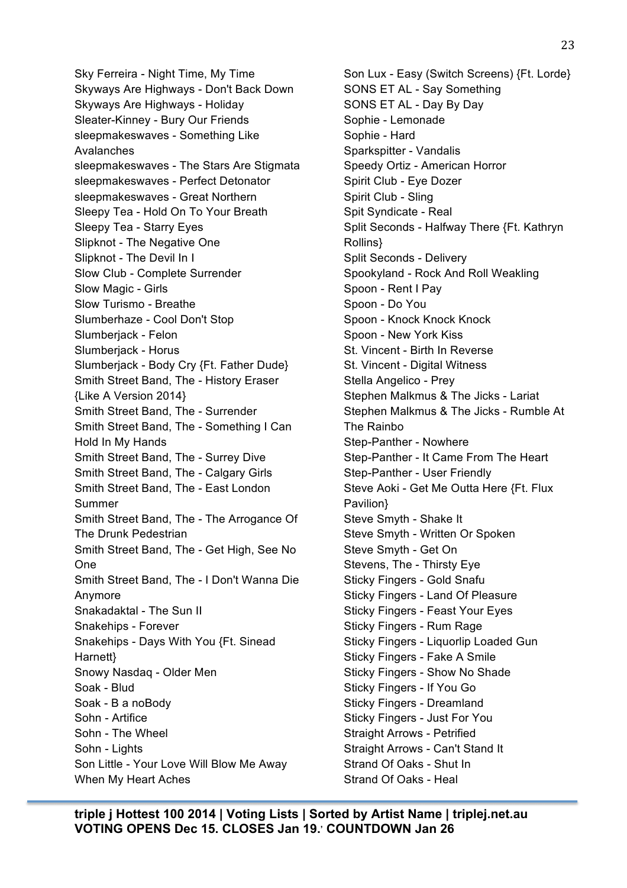Sky Ferreira - Night Time, My Time
Skyways Are Highways - Don't Back Down
Skyways Are Highways - Holiday
Sleater-Kinney - Bury Our Friends
sleepmakeswaves - Something Like Avalanches
sleepmakeswaves - The Stars Are Stigmata
sleepmakeswaves - Perfect Detonator
sleepmakeswaves - Great Northern
Sleepy Tea - Hold On To Your Breath
Sleepy Tea - Starry Eyes
Slipknot - The Negative One
Slipknot - The Devil In I
Slow Club - Complete Surrender
Slow Magic - Girls
Slow Turismo - Breathe
Slumberhaze - Cool Don't Stop
Slumberjack - Felon
Slumberjack - Horus
Slumberjack - Body Cry {Ft. Father Dude}
Smith Street Band, The - History Eraser {Like A Version 2014}
Smith Street Band, The - Surrender
Smith Street Band, The - Something I Can Hold In My Hands
Smith Street Band, The - Surrey Dive
Smith Street Band, The - Calgary Girls
Smith Street Band, The - East London Summer
Smith Street Band, The - The Arrogance Of The Drunk Pedestrian
Smith Street Band, The - Get High, See No One
Smith Street Band, The - I Don't Wanna Die Anymore
Snakadaktal - The Sun II
Snakehips - Forever
Snakehips - Days With You {Ft. Sinead Harnett}
Snowy Nasdaq - Older Men
Soak - Blud
Soak - B a noBody
Sohn - Artifice
Sohn - The Wheel
Sohn - Lights
Son Little - Your Love Will Blow Me Away When My Heart Aches
Son Lux - Easy (Switch Screens) {Ft. Lorde}
SONS ET AL - Say Something
SONS ET AL - Day By Day
Sophie - Lemonade
Sophie - Hard
Sparkspitter - Vandalis
Speedy Ortiz - American Horror
Spirit Club - Eye Dozer
Spirit Club - Sling
Spit Syndicate - Real
Split Seconds - Halfway There {Ft. Kathryn Rollins}
Split Seconds - Delivery
Spookyland - Rock And Roll Weakling
Spoon - Rent I Pay
Spoon - Do You
Spoon - Knock Knock Knock
Spoon - New York Kiss
St. Vincent - Birth In Reverse
St. Vincent - Digital Witness
Stella Angelico - Prey
Stephen Malkmus & The Jicks - Lariat
Stephen Malkmus & The Jicks - Rumble At The Rainbo
Step-Panther - Nowhere
Step-Panther - It Came From The Heart
Step-Panther - User Friendly
Steve Aoki - Get Me Outta Here {Ft. Flux Pavilion}
Steve Smyth - Shake It
Steve Smyth - Written Or Spoken
Steve Smyth - Get On
Stevens, The - Thirsty Eye
Sticky Fingers - Gold Snafu
Sticky Fingers - Land Of Pleasure
Sticky Fingers - Feast Your Eyes
Sticky Fingers - Rum Rage
Sticky Fingers - Liquorlip Loaded Gun
Sticky Fingers - Fake A Smile
Sticky Fingers - Show No Shade
Sticky Fingers - If You Go
Sticky Fingers - Dreamland
Sticky Fingers - Just For You
Straight Arrows - Petrified
Straight Arrows - Can't Stand It
Strand Of Oaks - Shut In
Strand Of Oaks - Heal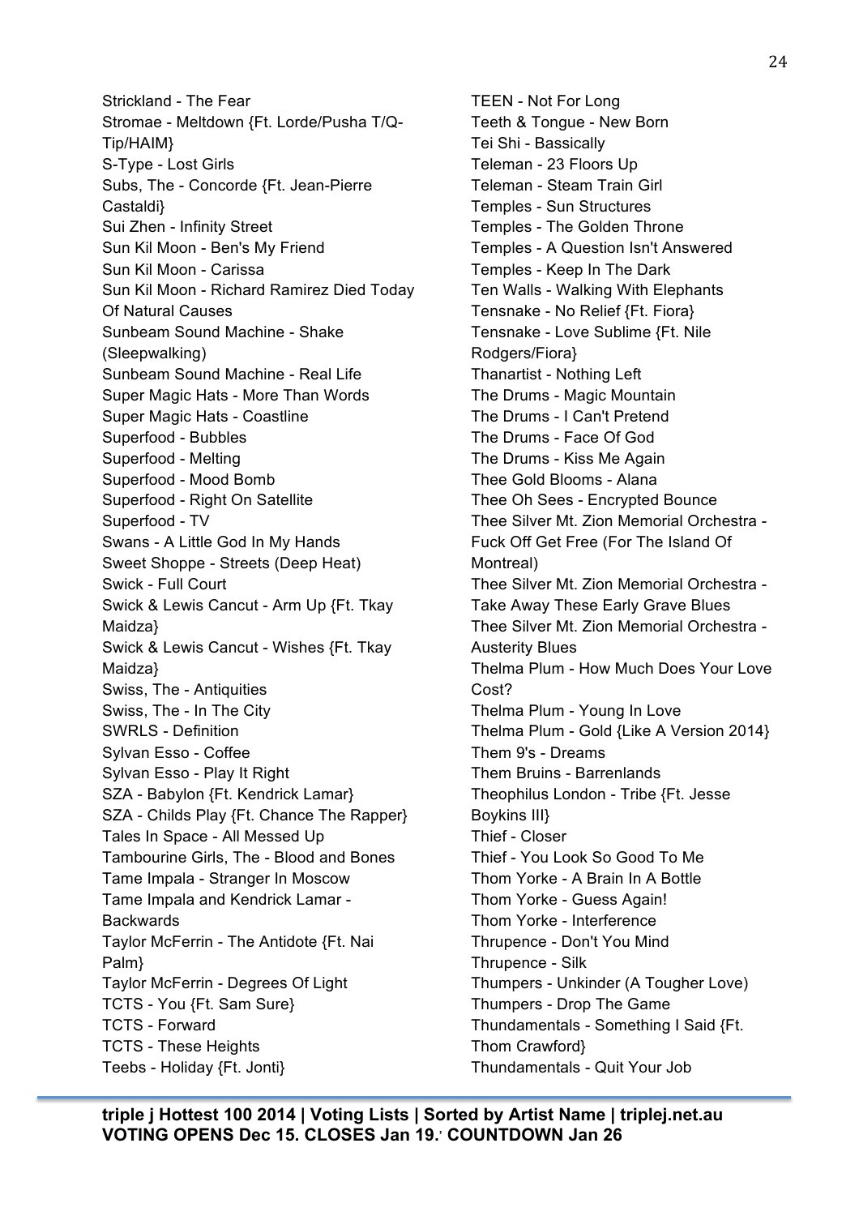Strickland - The Fear
Stromae - Meltdown {Ft. Lorde/Pusha T/Q-Tip/HAIM}
S-Type - Lost Girls
Subs, The - Concorde {Ft. Jean-Pierre Castaldi}
Sui Zhen - Infinity Street
Sun Kil Moon - Ben's My Friend
Sun Kil Moon - Carissa
Sun Kil Moon - Richard Ramirez Died Today Of Natural Causes
Sunbeam Sound Machine - Shake (Sleepwalking)
Sunbeam Sound Machine - Real Life
Super Magic Hats - More Than Words
Super Magic Hats - Coastline
Superfood - Bubbles
Superfood - Melting
Superfood - Mood Bomb
Superfood - Right On Satellite
Superfood - TV
Swans - A Little God In My Hands
Sweet Shoppe - Streets (Deep Heat)
Swick - Full Court
Swick & Lewis Cancut - Arm Up {Ft. Tkay Maidza}
Swick & Lewis Cancut - Wishes {Ft. Tkay Maidza}
Swiss, The - Antiquities
Swiss, The - In The City
SWRLS - Definition
Sylvan Esso - Coffee
Sylvan Esso - Play It Right
SZA - Babylon {Ft. Kendrick Lamar}
SZA - Childs Play {Ft. Chance The Rapper}
Tales In Space - All Messed Up
Tambourine Girls, The - Blood and Bones
Tame Impala - Stranger In Moscow
Tame Impala and Kendrick Lamar - Backwards
Taylor McFerrin - The Antidote {Ft. Nai Palm}
Taylor McFerrin - Degrees Of Light
TCTS - You {Ft. Sam Sure}
TCTS - Forward
TCTS - These Heights
Teebs - Holiday {Ft. Jonti}
TEEN - Not For Long
Teeth & Tongue - New Born
Tei Shi - Bassically
Teleman - 23 Floors Up
Teleman - Steam Train Girl
Temples - Sun Structures
Temples - The Golden Throne
Temples - A Question Isn't Answered
Temples - Keep In The Dark
Ten Walls - Walking With Elephants
Tensnake - No Relief {Ft. Fiora}
Tensnake - Love Sublime {Ft. Nile Rodgers/Fiora}
Thanartist - Nothing Left
The Drums - Magic Mountain
The Drums - I Can't Pretend
The Drums - Face Of God
The Drums - Kiss Me Again
Thee Gold Blooms - Alana
Thee Oh Sees - Encrypted Bounce
Thee Silver Mt. Zion Memorial Orchestra - Fuck Off Get Free (For The Island Of Montreal)
Thee Silver Mt. Zion Memorial Orchestra - Take Away These Early Grave Blues
Thee Silver Mt. Zion Memorial Orchestra - Austerity Blues
Thelma Plum - How Much Does Your Love Cost?
Thelma Plum - Young In Love
Thelma Plum - Gold {Like A Version 2014}
Them 9's - Dreams
Them Bruins - Barrenlands
Theophilus London - Tribe {Ft. Jesse Boykins III}
Thief - Closer
Thief - You Look So Good To Me
Thom Yorke - A Brain In A Bottle
Thom Yorke - Guess Again!
Thom Yorke - Interference
Thrupence - Don't You Mind
Thrupence - Silk
Thumpers - Unkinder (A Tougher Love)
Thumpers - Drop The Game
Thundamentals - Something I Said {Ft. Thom Crawford}
Thundamentals - Quit Your Job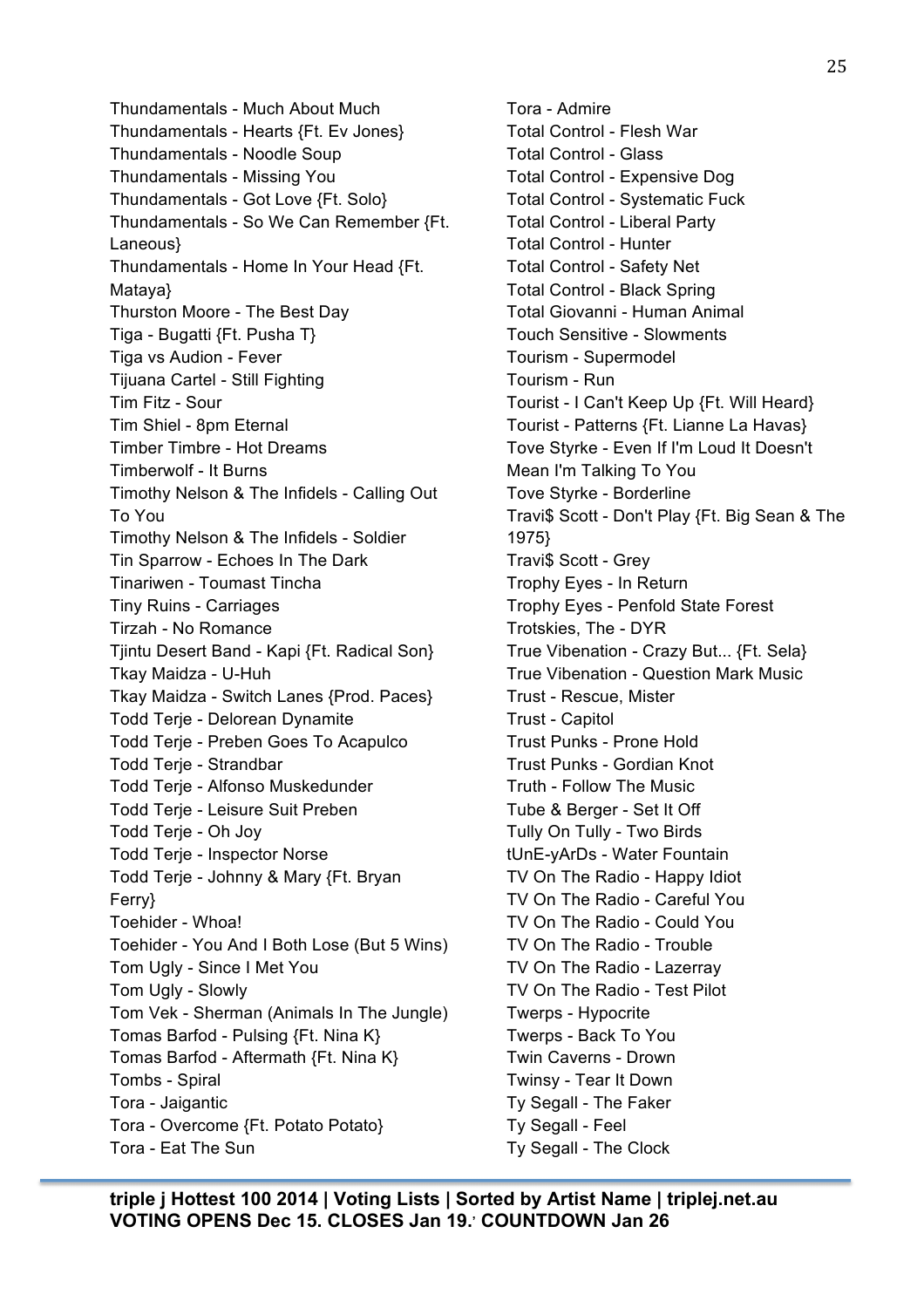Thundamentals - Much About Much
Thundamentals - Hearts {Ft. Ev Jones}
Thundamentals - Noodle Soup
Thundamentals - Missing You
Thundamentals - Got Love {Ft. Solo}
Thundamentals - So We Can Remember {Ft. Laneous}
Thundamentals - Home In Your Head {Ft. Mataya}
Thurston Moore - The Best Day
Tiga - Bugatti {Ft. Pusha T}
Tiga vs Audion - Fever
Tijuana Cartel - Still Fighting
Tim Fitz - Sour
Tim Shiel - 8pm Eternal
Timber Timbre - Hot Dreams
Timberwolf - It Burns
Timothy Nelson & The Infidels - Calling Out To You
Timothy Nelson & The Infidels - Soldier
Tin Sparrow - Echoes In The Dark
Tinariwen - Toumast Tincha
Tiny Ruins - Carriages
Tirzah - No Romance
Tjintu Desert Band - Kapi {Ft. Radical Son}
Tkay Maidza - U-Huh
Tkay Maidza - Switch Lanes {Prod. Paces}
Todd Terje - Delorean Dynamite
Todd Terje - Preben Goes To Acapulco
Todd Terje - Strandbar
Todd Terje - Alfonso Muskedunder
Todd Terje - Leisure Suit Preben
Todd Terje - Oh Joy
Todd Terje - Inspector Norse
Todd Terje - Johnny & Mary {Ft. Bryan Ferry}
Toehider - Whoa!
Toehider - You And I Both Lose (But 5 Wins)
Tom Ugly - Since I Met You
Tom Ugly - Slowly
Tom Vek - Sherman (Animals In The Jungle)
Tomas Barfod - Pulsing {Ft. Nina K}
Tomas Barfod - Aftermath {Ft. Nina K}
Tombs - Spiral
Tora - Jaigantic
Tora - Overcome {Ft. Potato Potato}
Tora - Eat The Sun
Tora - Admire
Total Control - Flesh War
Total Control - Glass
Total Control - Expensive Dog
Total Control - Systematic Fuck
Total Control - Liberal Party
Total Control - Hunter
Total Control - Safety Net
Total Control - Black Spring
Total Giovanni - Human Animal
Touch Sensitive - Slowments
Tourism - Supermodel
Tourism - Run
Tourist - I Can't Keep Up {Ft. Will Heard}
Tourist - Patterns {Ft. Lianne La Havas}
Tove Styrke - Even If I'm Loud It Doesn't Mean I'm Talking To You
Tove Styrke - Borderline
Travi$ Scott - Don't Play {Ft. Big Sean & The 1975}
Travi$ Scott - Grey
Trophy Eyes - In Return
Trophy Eyes - Penfold State Forest
Trotskies, The - DYR
True Vibenation - Crazy But... {Ft. Sela}
True Vibenation - Question Mark Music
Trust - Rescue, Mister
Trust - Capitol
Trust Punks - Prone Hold
Trust Punks - Gordian Knot
Truth - Follow The Music
Tube & Berger - Set It Off
Tully On Tully - Two Birds
tUnE-yArDs - Water Fountain
TV On The Radio - Happy Idiot
TV On The Radio - Careful You
TV On The Radio - Could You
TV On The Radio - Trouble
TV On The Radio - Lazerray
TV On The Radio - Test Pilot
Twerps - Hypocrite
Twerps - Back To You
Twin Caverns - Drown
Twinsy - Tear It Down
Ty Segall - The Faker
Ty Segall - Feel
Ty Segall - The Clock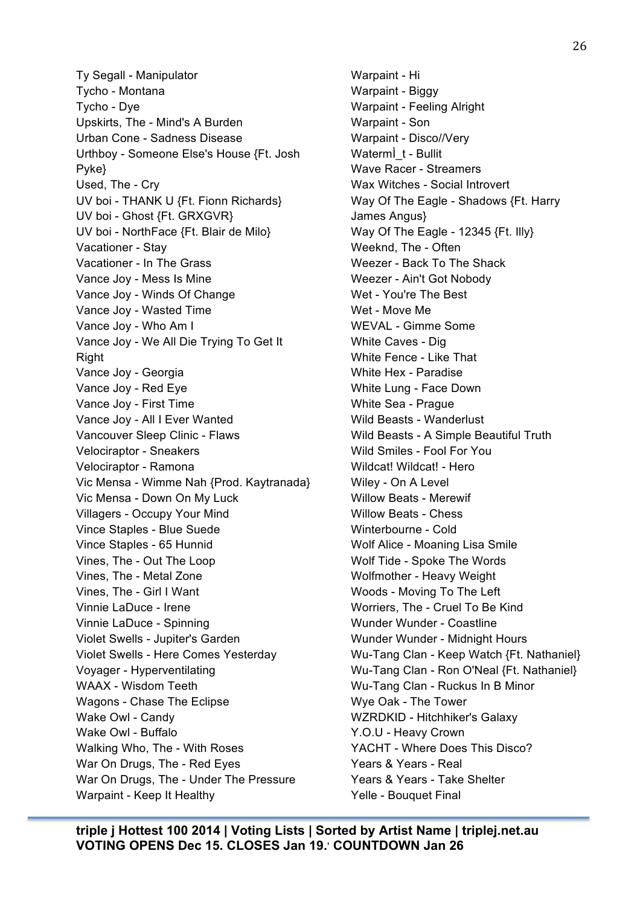Ty Segall - Manipulator
Tycho - Montana
Tycho - Dye
Upskirts, The - Mind's A Burden
Urban Cone - Sadness Disease
Urthboy - Someone Else's House {Ft. Josh Pyke}
Used, The - Cry
UV boi - THANK U {Ft. Fionn Richards}
UV boi - Ghost {Ft. GRXGVR}
UV boi - NorthFace {Ft. Blair de Milo}
Vacationer - Stay
Vacationer - In The Grass
Vance Joy - Mess Is Mine
Vance Joy - Winds Of Change
Vance Joy - Wasted Time
Vance Joy - Who Am I
Vance Joy - We All Die Trying To Get It Right
Vance Joy - Georgia
Vance Joy - Red Eye
Vance Joy - First Time
Vance Joy - All I Ever Wanted
Vancouver Sleep Clinic - Flaws
Velociraptor - Sneakers
Velociraptor - Ramona
Vic Mensa - Wimme Nah {Prod. Kaytranada}
Vic Mensa - Down On My Luck
Villagers - Occupy Your Mind
Vince Staples - Blue Suede
Vince Staples - 65 Hunnid
Vines, The - Out The Loop
Vines, The - Metal Zone
Vines, The - Girl I Want
Vinnie LaDuce - Irene
Vinnie LaDuce - Spinning
Violet Swells - Jupiter's Garden
Violet Swells - Here Comes Yesterday
Voyager - Hyperventilating
WAAX - Wisdom Teeth
Wagons - Chase The Eclipse
Wake Owl - Candy
Wake Owl - Buffalo
Walking Who, The - With Roses
War On Drugs, The - Red Eyes
War On Drugs, The - Under The Pressure
Warpaint - Keep It Healthy
Warpaint - Hi
Warpaint - Biggy
Warpaint - Feeling Alright
Warpaint - Son
Warpaint - Disco//Very
WatermÌ_t - Bullit
Wave Racer - Streamers
Wax Witches - Social Introvert
Way Of The Eagle - Shadows {Ft. Harry James Angus}
Way Of The Eagle - 12345 {Ft. Illy}
Weeknd, The - Often
Weezer - Back To The Shack
Weezer - Ain't Got Nobody
Wet - You're The Best
Wet - Move Me
WEVAL - Gimme Some
White Caves - Dig
White Fence - Like That
White Hex - Paradise
White Lung - Face Down
White Sea - Prague
Wild Beasts - Wanderlust
Wild Beasts - A Simple Beautiful Truth
Wild Smiles - Fool For You
Wildcat! Wildcat! - Hero
Wiley - On A Level
Willow Beats - Merewif
Willow Beats - Chess
Winterbourne - Cold
Wolf Alice - Moaning Lisa Smile
Wolf Tide - Spoke The Words
Wolfmother - Heavy Weight
Woods - Moving To The Left
Worriers, The - Cruel To Be Kind
Wunder Wunder - Coastline
Wunder Wunder - Midnight Hours
Wu-Tang Clan - Keep Watch {Ft. Nathaniel}
Wu-Tang Clan - Ron O'Neal {Ft. Nathaniel}
Wu-Tang Clan - Ruckus In B Minor
Wye Oak - The Tower
WZRDKID - Hitchhiker's Galaxy
Y.O.U - Heavy Crown
YACHT - Where Does This Disco?
Years & Years - Real
Years & Years - Take Shelter
Yelle - Bouquet Final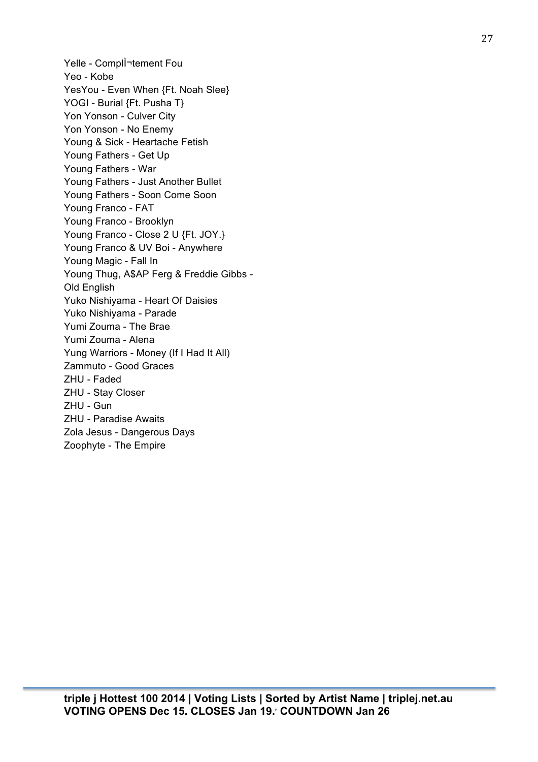Yelle - ComplÌ¬tement Fou
Yeo - Kobe
YesYou - Even When {Ft. Noah Slee}
YOGI - Burial {Ft. Pusha T}
Yon Yonson - Culver City
Yon Yonson - No Enemy
Young & Sick - Heartache Fetish
Young Fathers - Get Up
Young Fathers - War
Young Fathers - Just Another Bullet
Young Fathers - Soon Come Soon
Young Franco - FAT
Young Franco - Brooklyn
Young Franco - Close 2 U {Ft. JOY.}
Young Franco & UV Boi - Anywhere
Young Magic - Fall In
Young Thug, A$AP Ferg & Freddie Gibbs - Old English
Yuko Nishiyama - Heart Of Daisies
Yuko Nishiyama - Parade
Yumi Zouma - The Brae
Yumi Zouma - Alena
Yung Warriors - Money (If I Had It All)
Zammuto - Good Graces
ZHU - Faded
ZHU - Stay Closer
ZHU - Gun
ZHU - Paradise Awaits
Zola Jesus - Dangerous Days
Zoophyte - The Empire